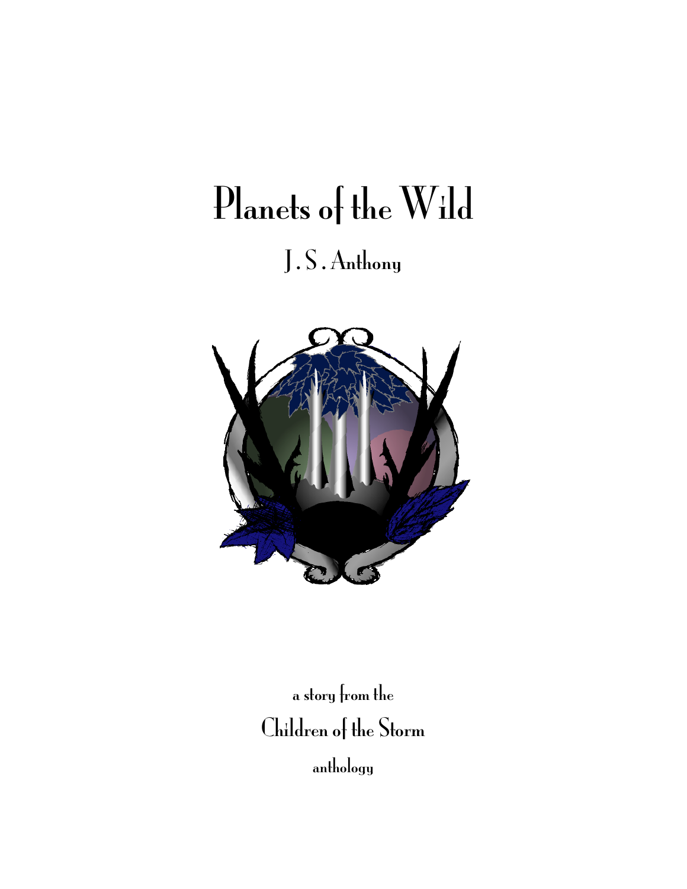# Planets of the Wild

## J. S. Anthony

a story from the

Children of the Storm

anthology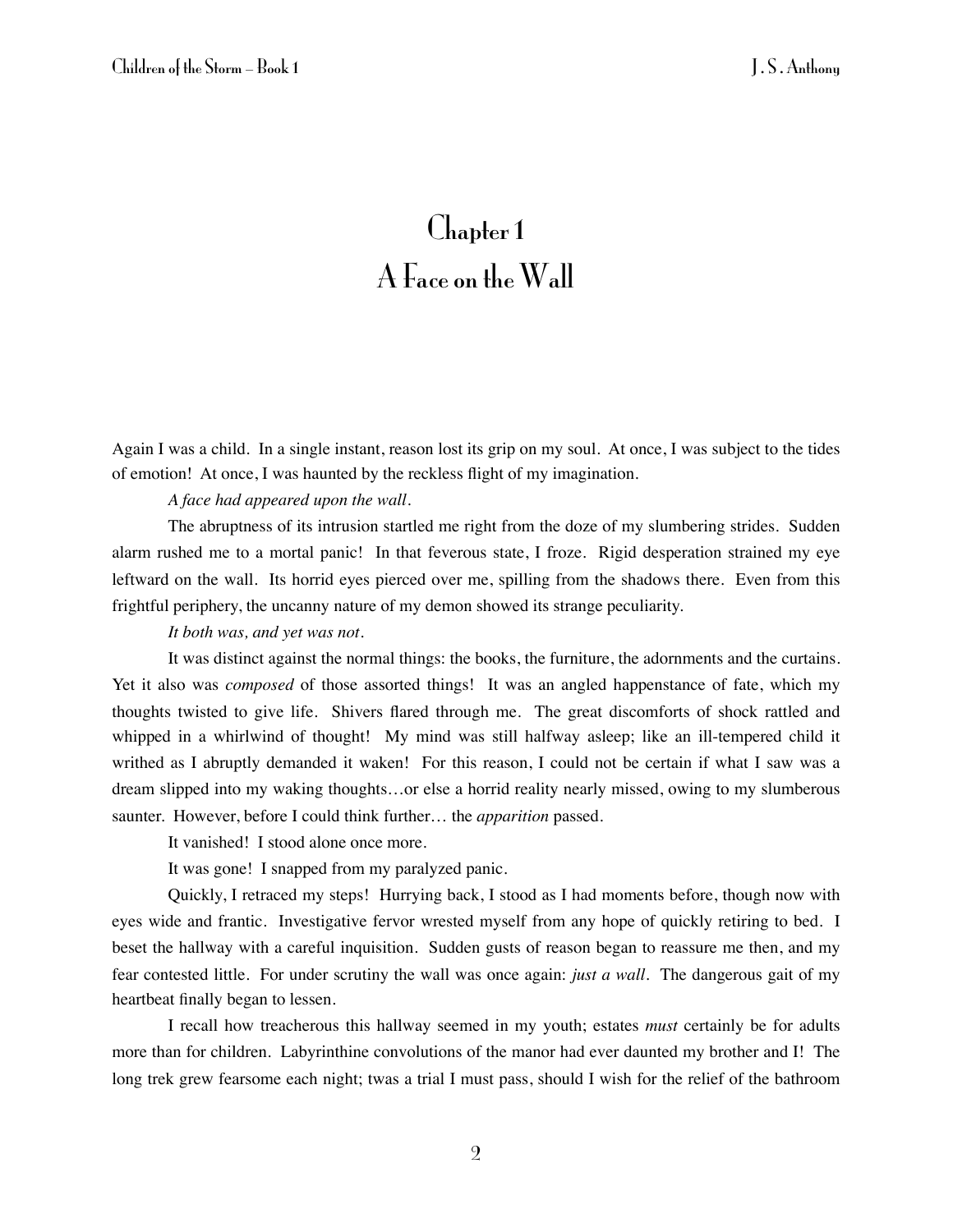# Chapter 1
# A Face on the Wall

Again I was a child. In a single instant, reason lost its grip on my soul. At once, I was subject to the tides of emotion! At once, I was haunted by the reckless flight of my imagination.

*A face had appeared upon the wall.*

The abruptness of its intrusion startled me right from the doze of my slumbering strides. Sudden alarm rushed me to a mortal panic! In that feverous state, I froze. Rigid desperation strained my eye leftward on the wall. Its horrid eyes pierced over me, spilling from the shadows there. Even from this frightful periphery, the uncanny nature of my demon showed its strange peculiarity.

*It both was, and yet was not.*

It was distinct against the normal things: the books, the furniture, the adornments and the curtains. Yet it also was *composed* of those assorted things! It was an angled happenstance of fate, which my thoughts twisted to give life. Shivers flared through me. The great discomforts of shock rattled and whipped in a whirlwind of thought! My mind was still halfway asleep; like an ill-tempered child it writhed as I abruptly demanded it waken! For this reason, I could not be certain if what I saw was a dream slipped into my waking thoughts…or else a horrid reality nearly missed, owing to my slumberous saunter. However, before I could think further… the *apparition* passed.

It vanished! I stood alone once more.

It was gone! I snapped from my paralyzed panic.

Quickly, I retraced my steps! Hurrying back, I stood as I had moments before, though now with eyes wide and frantic. Investigative fervor wrested myself from any hope of quickly retiring to bed. I beset the hallway with a careful inquisition. Sudden gusts of reason began to reassure me then, and my fear contested little. For under scrutiny the wall was once again: *just a wall*. The dangerous gait of my heartbeat finally began to lessen.

I recall how treacherous this hallway seemed in my youth; estates *must* certainly be for adults more than for children. Labyrinthine convolutions of the manor had ever daunted my brother and I! The long trek grew fearsome each night; twas a trial I must pass, should I wish for the relief of the bathroom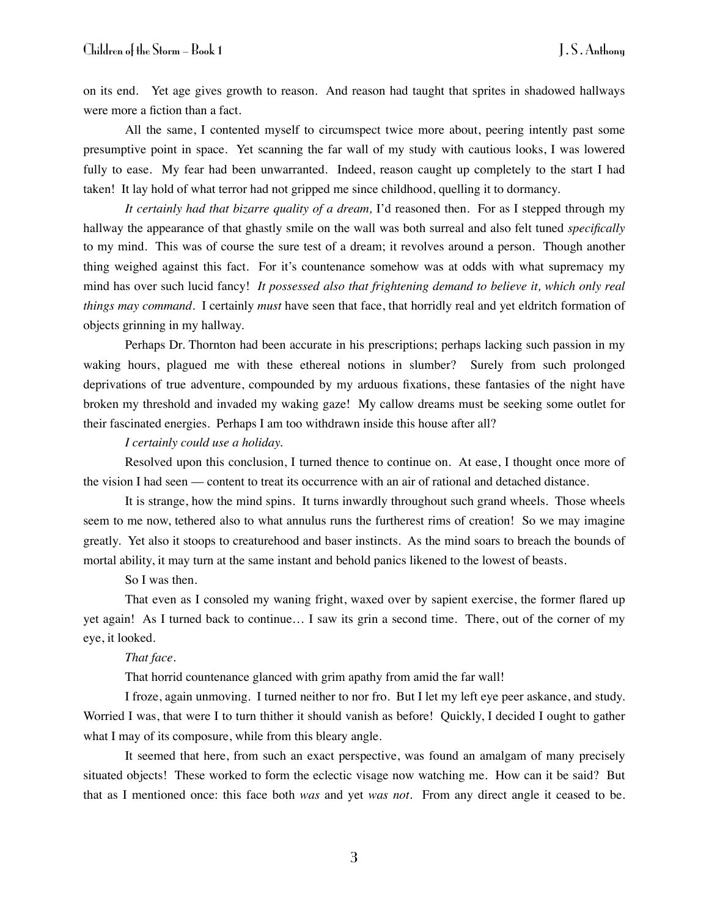on its end. Yet age gives growth to reason. And reason had taught that sprites in shadowed hallways were more a fiction than a fact.

All the same, I contented myself to circumspect twice more about, peering intently past some presumptive point in space. Yet scanning the far wall of my study with cautious looks, I was lowered fully to ease. My fear had been unwarranted. Indeed, reason caught up completely to the start I had taken! It lay hold of what terror had not gripped me since childhood, quelling it to dormancy.

*It certainly had that bizarre quality of a dream,* I'd reasoned then. For as I stepped through my hallway the appearance of that ghastly smile on the wall was both surreal and also felt tuned *specifically* to my mind. This was of course the sure test of a dream; it revolves around a person. Though another thing weighed against this fact. For it's countenance somehow was at odds with what supremacy my mind has over such lucid fancy! *It possessed also that frightening demand to believe it, which only real things may command.* I certainly *must* have seen that face, that horridly real and yet eldritch formation of objects grinning in my hallway.

Perhaps Dr. Thornton had been accurate in his prescriptions; perhaps lacking such passion in my waking hours, plagued me with these ethereal notions in slumber? Surely from such prolonged deprivations of true adventure, compounded by my arduous fixations, these fantasies of the night have broken my threshold and invaded my waking gaze! My callow dreams must be seeking some outlet for their fascinated energies. Perhaps I am too withdrawn inside this house after all?

*I certainly could use a holiday.*

Resolved upon this conclusion, I turned thence to continue on. At ease, I thought once more of the vision I had seen — content to treat its occurrence with an air of rational and detached distance.

It is strange, how the mind spins. It turns inwardly throughout such grand wheels. Those wheels seem to me now, tethered also to what annulus runs the furtherest rims of creation! So we may imagine greatly. Yet also it stoops to creaturehood and baser instincts. As the mind soars to breach the bounds of mortal ability, it may turn at the same instant and behold panics likened to the lowest of beasts.

So I was then.

That even as I consoled my waning fright, waxed over by sapient exercise, the former flared up yet again! As I turned back to continue… I saw its grin a second time. There, out of the corner of my eye, it looked.

*That face.*

That horrid countenance glanced with grim apathy from amid the far wall!

I froze, again unmoving. I turned neither to nor fro. But I let my left eye peer askance, and study. Worried I was, that were I to turn thither it should vanish as before! Quickly, I decided I ought to gather what I may of its composure, while from this bleary angle.

It seemed that here, from such an exact perspective, was found an amalgam of many precisely situated objects! These worked to form the eclectic visage now watching me. How can it be said? But that as I mentioned once: this face both *was* and yet *was not*. From any direct angle it ceased to be.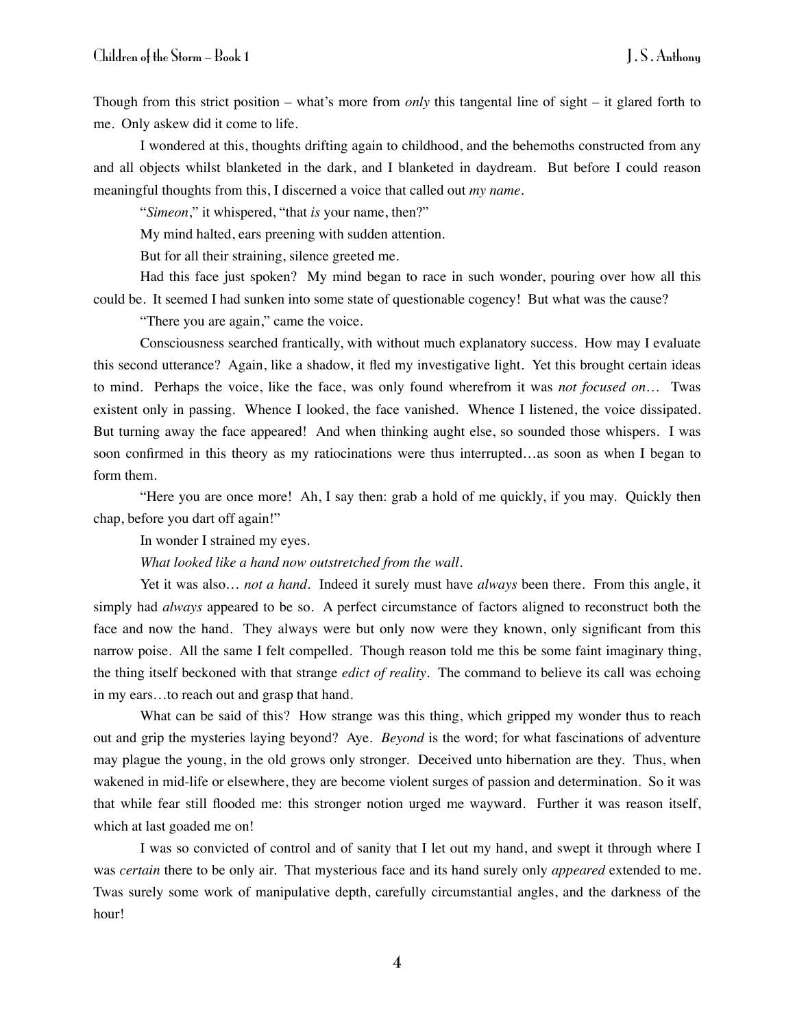Though from this strict position – what's more from *only* this tangental line of sight – it glared forth to me. Only askew did it come to life.

I wondered at this, thoughts drifting again to childhood, and the behemoths constructed from any and all objects whilst blanketed in the dark, and I blanketed in daydream. But before I could reason meaningful thoughts from this, I discerned a voice that called out *my name*.

"*Simeon*," it whispered, "that *is* your name, then?"

My mind halted, ears preening with sudden attention.

But for all their straining, silence greeted me.

Had this face just spoken? My mind began to race in such wonder, pouring over how all this could be. It seemed I had sunken into some state of questionable cogency! But what was the cause?

"There you are again," came the voice.

Consciousness searched frantically, with without much explanatory success. How may I evaluate this second utterance? Again, like a shadow, it fled my investigative light. Yet this brought certain ideas to mind. Perhaps the voice, like the face, was only found wherefrom it was *not focused on*… Twas existent only in passing. Whence I looked, the face vanished. Whence I listened, the voice dissipated. But turning away the face appeared! And when thinking aught else, so sounded those whispers. I was soon confirmed in this theory as my ratiocinations were thus interrupted…as soon as when I began to form them.

"Here you are once more! Ah, I say then: grab a hold of me quickly, if you may. Quickly then chap, before you dart off again!"

In wonder I strained my eyes.

*What looked like a hand now outstretched from the wall.*

Yet it was also… *not a hand*. Indeed it surely must have *always* been there. From this angle, it simply had *always* appeared to be so. A perfect circumstance of factors aligned to reconstruct both the face and now the hand. They always were but only now were they known, only significant from this narrow poise. All the same I felt compelled. Though reason told me this be some faint imaginary thing, the thing itself beckoned with that strange *edict of reality*. The command to believe its call was echoing in my ears…to reach out and grasp that hand.

What can be said of this? How strange was this thing, which gripped my wonder thus to reach out and grip the mysteries laying beyond? Aye. *Beyond* is the word; for what fascinations of adventure may plague the young, in the old grows only stronger. Deceived unto hibernation are they. Thus, when wakened in mid-life or elsewhere, they are become violent surges of passion and determination. So it was that while fear still flooded me: this stronger notion urged me wayward. Further it was reason itself, which at last goaded me on!

I was so convicted of control and of sanity that I let out my hand, and swept it through where I was *certain* there to be only air. That mysterious face and its hand surely only *appeared* extended to me. Twas surely some work of manipulative depth, carefully circumstantial angles, and the darkness of the hour!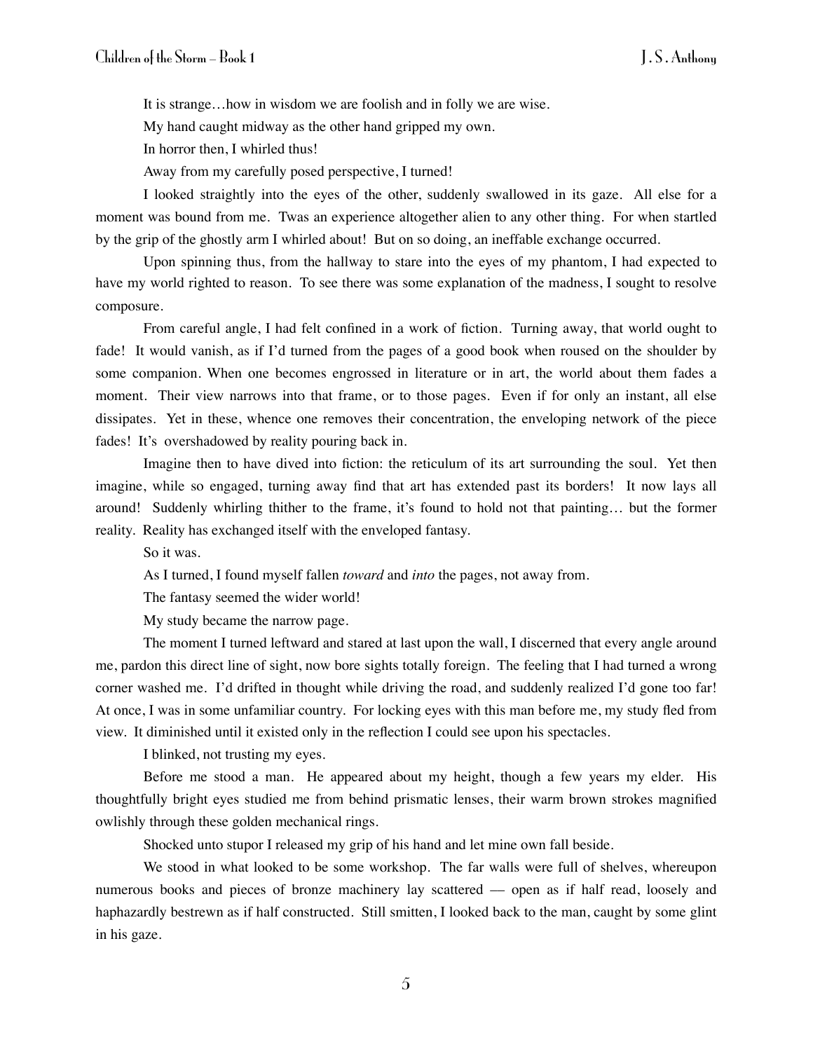It is strange…how in wisdom we are foolish and in folly we are wise.

My hand caught midway as the other hand gripped my own.

In horror then, I whirled thus!

Away from my carefully posed perspective, I turned!

I looked straightly into the eyes of the other, suddenly swallowed in its gaze. All else for a moment was bound from me. Twas an experience altogether alien to any other thing. For when startled by the grip of the ghostly arm I whirled about! But on so doing, an ineffable exchange occurred.

Upon spinning thus, from the hallway to stare into the eyes of my phantom, I had expected to have my world righted to reason. To see there was some explanation of the madness, I sought to resolve composure.

From careful angle, I had felt confined in a work of fiction. Turning away, that world ought to fade! It would vanish, as if I'd turned from the pages of a good book when roused on the shoulder by some companion. When one becomes engrossed in literature or in art, the world about them fades a moment. Their view narrows into that frame, or to those pages. Even if for only an instant, all else dissipates. Yet in these, whence one removes their concentration, the enveloping network of the piece fades! It's overshadowed by reality pouring back in.

Imagine then to have dived into fiction: the reticulum of its art surrounding the soul. Yet then imagine, while so engaged, turning away find that art has extended past its borders! It now lays all around! Suddenly whirling thither to the frame, it's found to hold not that painting… but the former reality. Reality has exchanged itself with the enveloped fantasy.

So it was.

As I turned, I found myself fallen *toward* and *into* the pages, not away from.

The fantasy seemed the wider world!

My study became the narrow page.

The moment I turned leftward and stared at last upon the wall, I discerned that every angle around me, pardon this direct line of sight, now bore sights totally foreign. The feeling that I had turned a wrong corner washed me. I'd drifted in thought while driving the road, and suddenly realized I'd gone too far! At once, I was in some unfamiliar country. For locking eyes with this man before me, my study fled from view. It diminished until it existed only in the reflection I could see upon his spectacles.

I blinked, not trusting my eyes.

Before me stood a man. He appeared about my height, though a few years my elder. His thoughtfully bright eyes studied me from behind prismatic lenses, their warm brown strokes magnified owlishly through these golden mechanical rings.

Shocked unto stupor I released my grip of his hand and let mine own fall beside.

We stood in what looked to be some workshop. The far walls were full of shelves, whereupon numerous books and pieces of bronze machinery lay scattered — open as if half read, loosely and haphazardly bestrewn as if half constructed. Still smitten, I looked back to the man, caught by some glint in his gaze.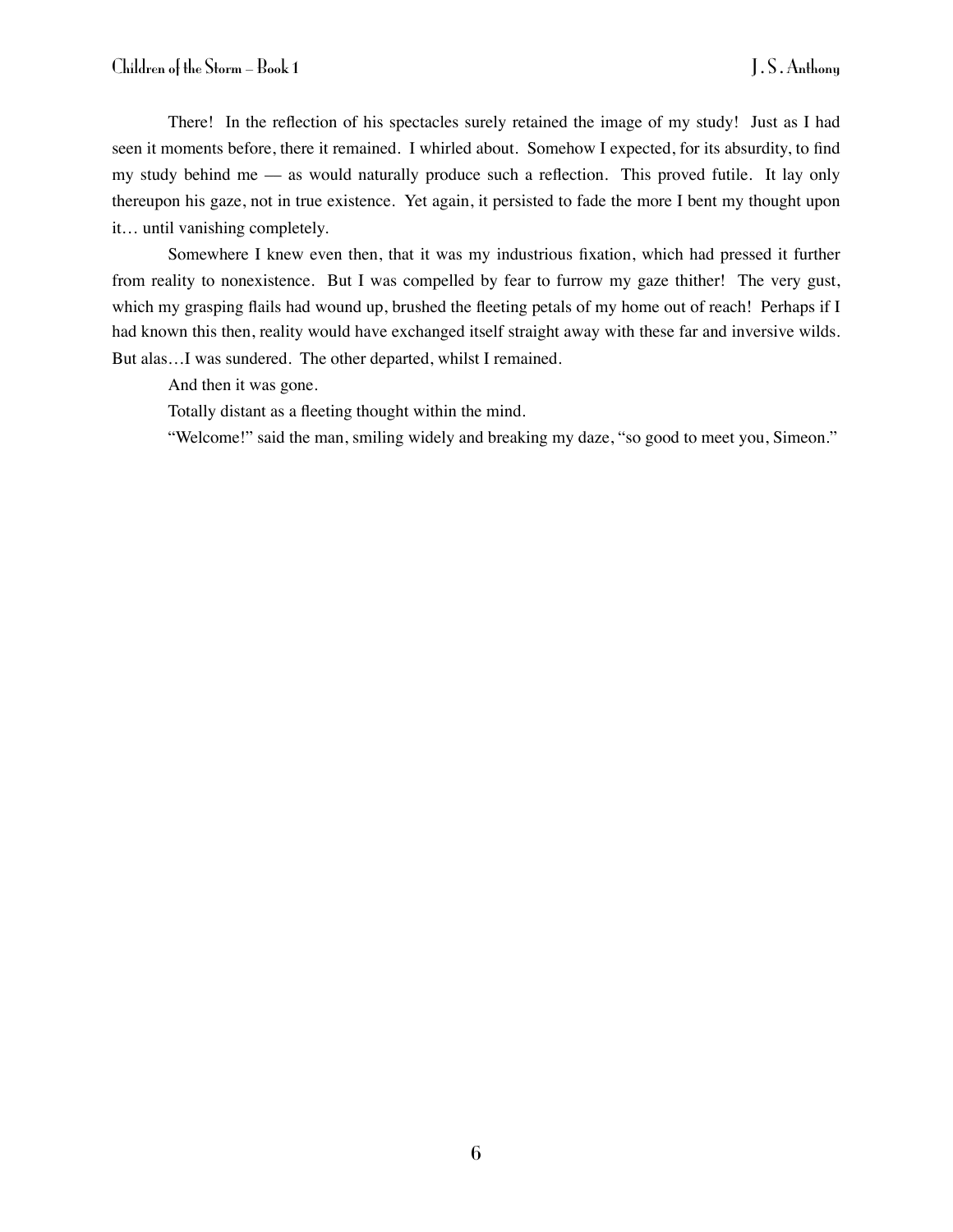There! In the reflection of his spectacles surely retained the image of my study! Just as I had seen it moments before, there it remained. I whirled about. Somehow I expected, for its absurdity, to find my study behind me — as would naturally produce such a reflection. This proved futile. It lay only thereupon his gaze, not in true existence. Yet again, it persisted to fade the more I bent my thought upon it… until vanishing completely.

Somewhere I knew even then, that it was my industrious fixation, which had pressed it further from reality to nonexistence. But I was compelled by fear to furrow my gaze thither! The very gust, which my grasping flails had wound up, brushed the fleeting petals of my home out of reach! Perhaps if I had known this then, reality would have exchanged itself straight away with these far and inversive wilds. But alas…I was sundered. The other departed, whilst I remained.

And then it was gone.

Totally distant as a fleeting thought within the mind.

"Welcome!" said the man, smiling widely and breaking my daze, "so good to meet you, Simeon."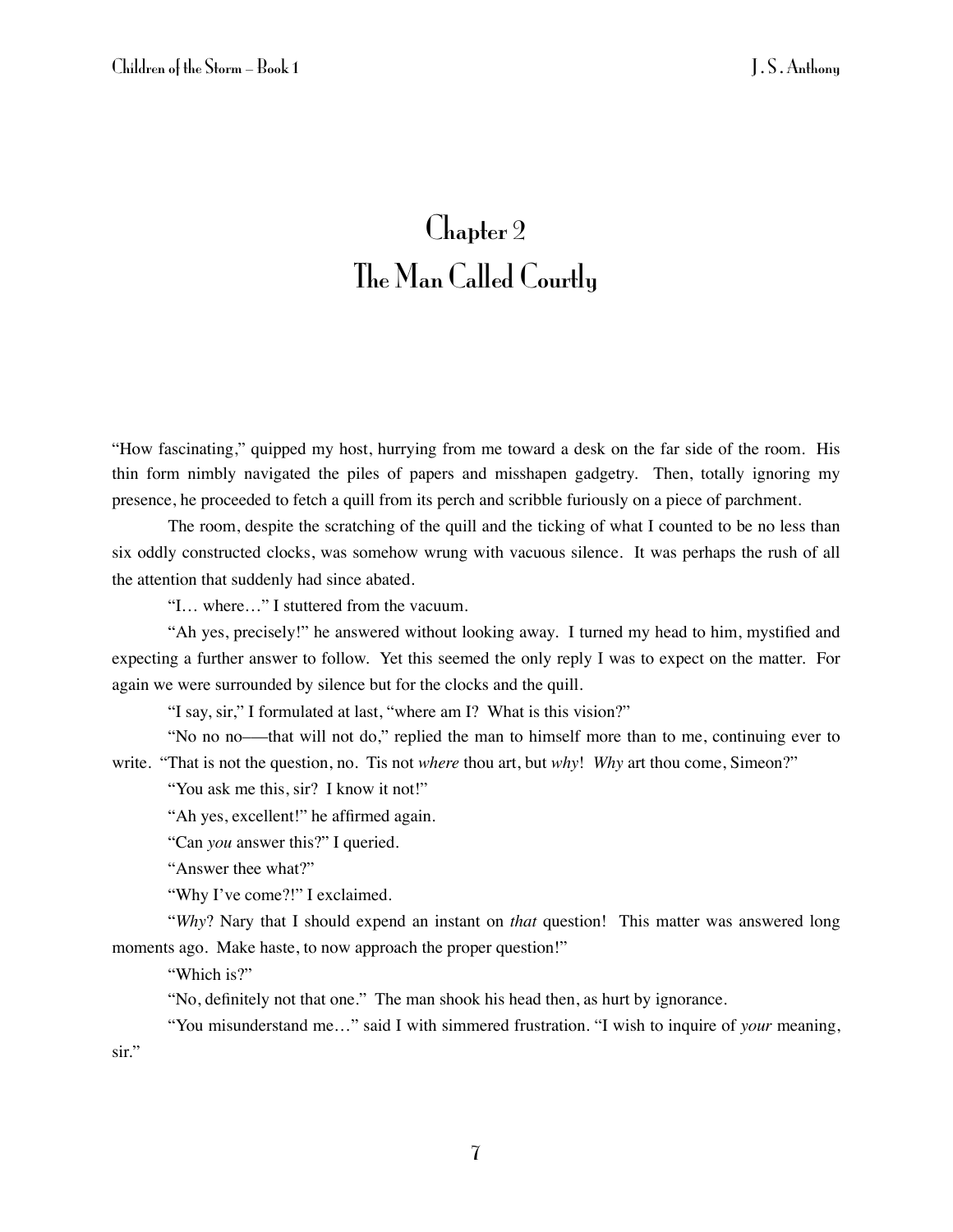# Chapter 2
# The Man Called Courtly

"How fascinating," quipped my host, hurrying from me toward a desk on the far side of the room. His thin form nimbly navigated the piles of papers and misshapen gadgetry. Then, totally ignoring my presence, he proceeded to fetch a quill from its perch and scribble furiously on a piece of parchment.

The room, despite the scratching of the quill and the ticking of what I counted to be no less than six oddly constructed clocks, was somehow wrung with vacuous silence. It was perhaps the rush of all the attention that suddenly had since abated.

"I… where…" I stuttered from the vacuum.

"Ah yes, precisely!" he answered without looking away. I turned my head to him, mystified and expecting a further answer to follow. Yet this seemed the only reply I was to expect on the matter. For again we were surrounded by silence but for the clocks and the quill.

"I say, sir," I formulated at last, "where am I? What is this vision?"

"No no no—–that will not do," replied the man to himself more than to me, continuing ever to write. "That is not the question, no. Tis not *where* thou art, but *why*! *Why* art thou come, Simeon?"

"You ask me this, sir? I know it not!"

"Ah yes, excellent!" he affirmed again.

"Can *you* answer this?" I queried.

"Answer thee what?"

"Why I've come?!" I exclaimed.

"*Why*? Nary that I should expend an instant on *that* question! This matter was answered long moments ago. Make haste, to now approach the proper question!"

"Which is?"

"No, definitely not that one." The man shook his head then, as hurt by ignorance.

"You misunderstand me…" said I with simmered frustration. "I wish to inquire of *your* meaning, sir."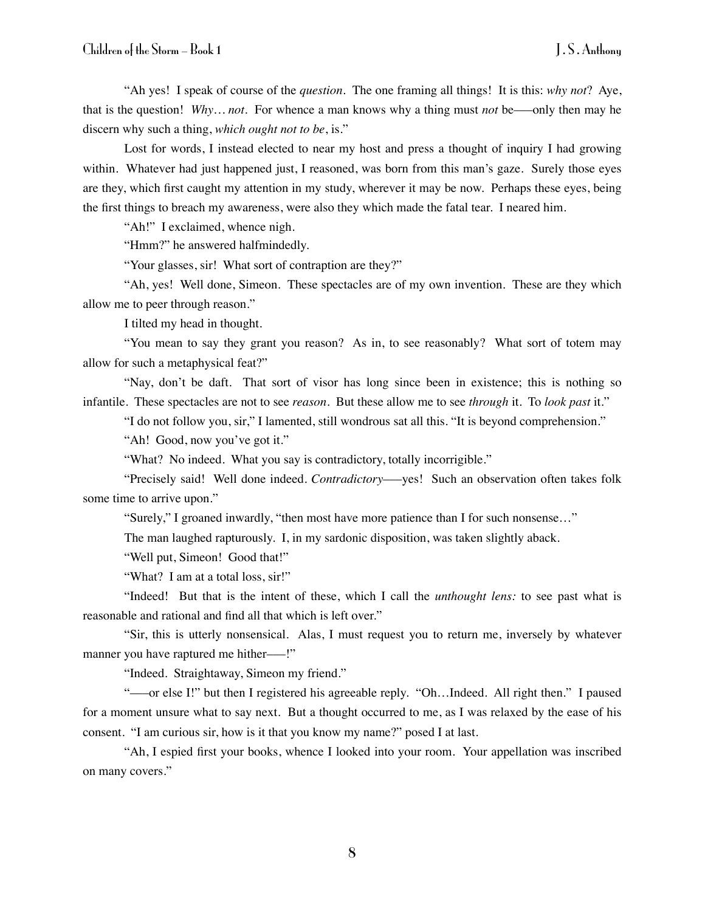"Ah yes! I speak of course of the *question*. The one framing all things! It is this: *why not*? Aye, that is the question! *Why… not*. For whence a man knows why a thing must *not* be——only then may he discern why such a thing, *which ought not to be*, is."

Lost for words, I instead elected to near my host and press a thought of inquiry I had growing within. Whatever had just happened just, I reasoned, was born from this man's gaze. Surely those eyes are they, which first caught my attention in my study, wherever it may be now. Perhaps these eyes, being the first things to breach my awareness, were also they which made the fatal tear. I neared him.

"Ah!" I exclaimed, whence nigh.

"Hmm?" he answered halfmindedly.

"Your glasses, sir! What sort of contraption are they?"

"Ah, yes! Well done, Simeon. These spectacles are of my own invention. These are they which allow me to peer through reason."

I tilted my head in thought.

"You mean to say they grant you reason? As in, to see reasonably? What sort of totem may allow for such a metaphysical feat?"

"Nay, don't be daft. That sort of visor has long since been in existence; this is nothing so infantile. These spectacles are not to see *reason*. But these allow me to see *through* it. To *look past* it."

"I do not follow you, sir," I lamented, still wondrous sat all this. "It is beyond comprehension."

"Ah! Good, now you've got it."

"What? No indeed. What you say is contradictory, totally incorrigible."

"Precisely said! Well done indeed. *Contradictory*——yes! Such an observation often takes folk some time to arrive upon."

"Surely," I groaned inwardly, "then most have more patience than I for such nonsense…"

The man laughed rapturously. I, in my sardonic disposition, was taken slightly aback.

"Well put, Simeon! Good that!"

"What? I am at a total loss, sir!"

"Indeed! But that is the intent of these, which I call the *unthought lens:* to see past what is reasonable and rational and find all that which is left over."

"Sir, this is utterly nonsensical. Alas, I must request you to return me, inversely by whatever manner you have raptured me hither——!"

"Indeed. Straightaway, Simeon my friend."

"——or else I!" but then I registered his agreeable reply. "Oh…Indeed. All right then." I paused for a moment unsure what to say next. But a thought occurred to me, as I was relaxed by the ease of his consent. "I am curious sir, how is it that you know my name?" posed I at last.

"Ah, I espied first your books, whence I looked into your room. Your appellation was inscribed on many covers."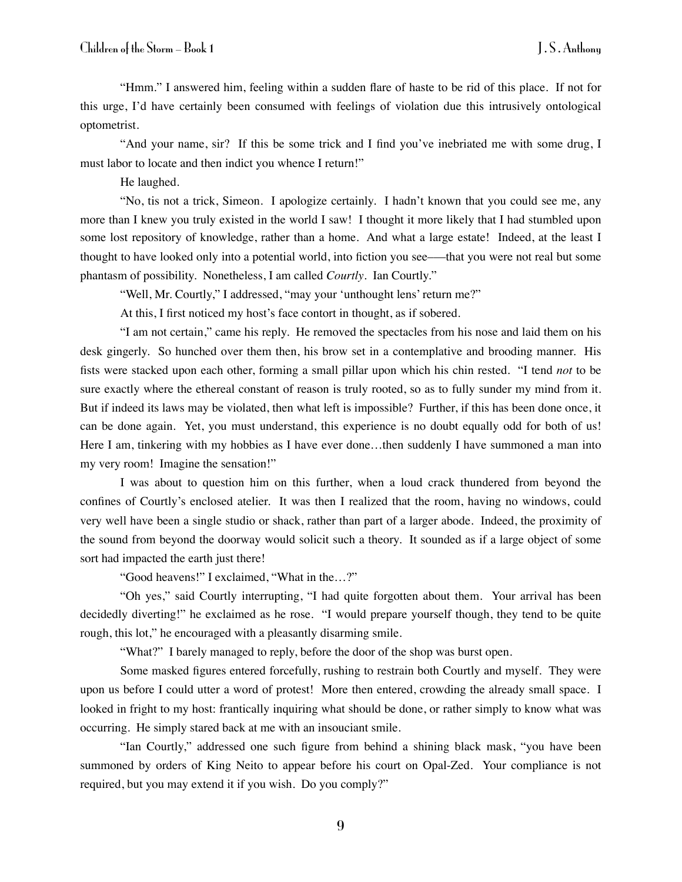"Hmm." I answered him, feeling within a sudden flare of haste to be rid of this place. If not for this urge, I'd have certainly been consumed with feelings of violation due this intrusively ontological optometrist.

"And your name, sir? If this be some trick and I find you've inebriated me with some drug, I must labor to locate and then indict you whence I return!"

He laughed.

"No, tis not a trick, Simeon. I apologize certainly. I hadn't known that you could see me, any more than I knew you truly existed in the world I saw! I thought it more likely that I had stumbled upon some lost repository of knowledge, rather than a home. And what a large estate! Indeed, at the least I thought to have looked only into a potential world, into fiction you see—–that you were not real but some phantasm of possibility. Nonetheless, I am called *Courtly*. Ian Courtly."

"Well, Mr. Courtly," I addressed, "may your 'unthought lens' return me?"

At this, I first noticed my host's face contort in thought, as if sobered.

"I am not certain," came his reply. He removed the spectacles from his nose and laid them on his desk gingerly. So hunched over them then, his brow set in a contemplative and brooding manner. His fists were stacked upon each other, forming a small pillar upon which his chin rested. "I tend *not* to be sure exactly where the ethereal constant of reason is truly rooted, so as to fully sunder my mind from it. But if indeed its laws may be violated, then what left is impossible? Further, if this has been done once, it can be done again. Yet, you must understand, this experience is no doubt equally odd for both of us! Here I am, tinkering with my hobbies as I have ever done…then suddenly I have summoned a man into my very room! Imagine the sensation!"

I was about to question him on this further, when a loud crack thundered from beyond the confines of Courtly's enclosed atelier. It was then I realized that the room, having no windows, could very well have been a single studio or shack, rather than part of a larger abode. Indeed, the proximity of the sound from beyond the doorway would solicit such a theory. It sounded as if a large object of some sort had impacted the earth just there!

"Good heavens!" I exclaimed, "What in the…?"

"Oh yes," said Courtly interrupting, "I had quite forgotten about them. Your arrival has been decidedly diverting!" he exclaimed as he rose. "I would prepare yourself though, they tend to be quite rough, this lot," he encouraged with a pleasantly disarming smile.

"What?" I barely managed to reply, before the door of the shop was burst open.

Some masked figures entered forcefully, rushing to restrain both Courtly and myself. They were upon us before I could utter a word of protest! More then entered, crowding the already small space. I looked in fright to my host: frantically inquiring what should be done, or rather simply to know what was occurring. He simply stared back at me with an insouciant smile.

"Ian Courtly," addressed one such figure from behind a shining black mask, "you have been summoned by orders of King Neito to appear before his court on Opal-Zed. Your compliance is not required, but you may extend it if you wish. Do you comply?"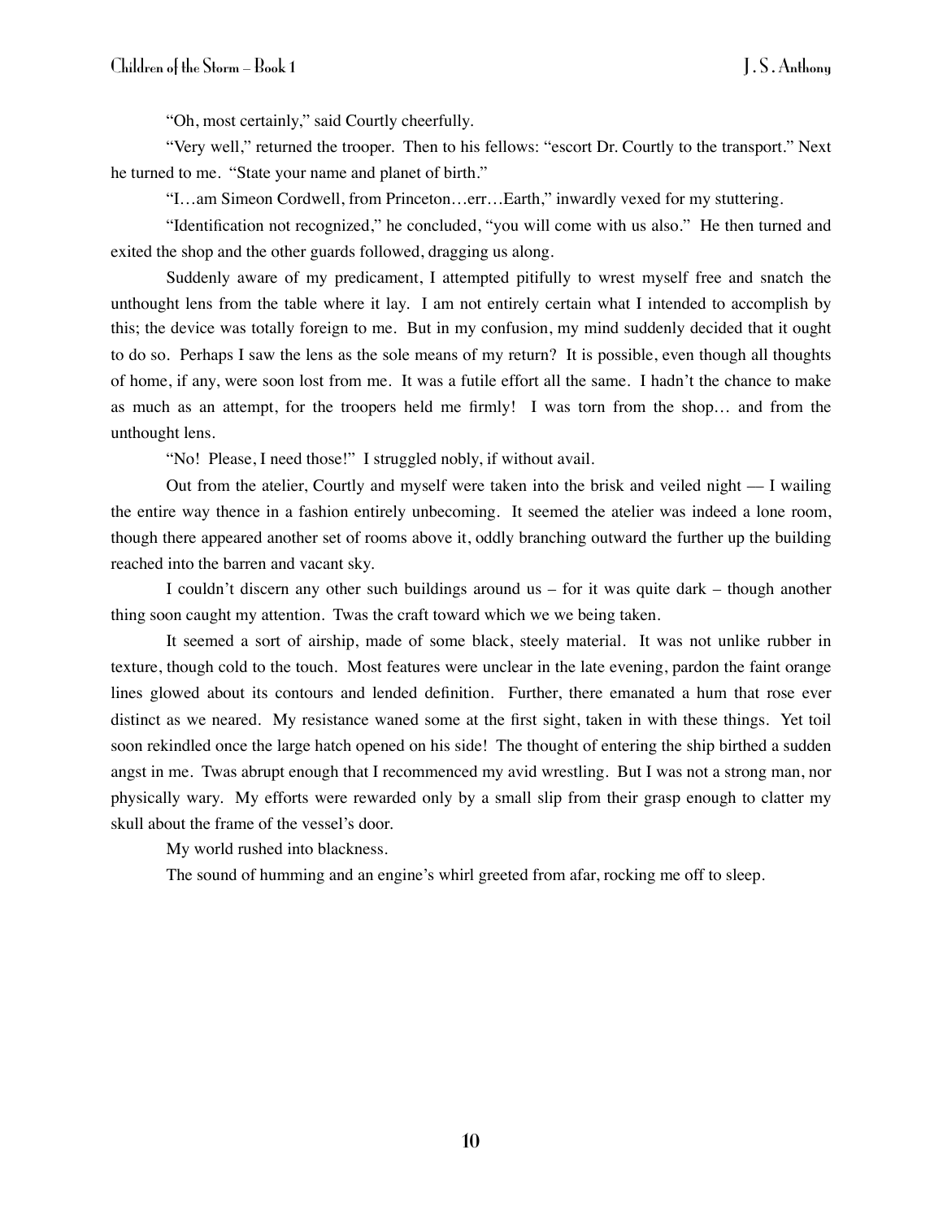"Oh, most certainly," said Courtly cheerfully.

"Very well," returned the trooper. Then to his fellows: "escort Dr. Courtly to the transport." Next he turned to me. "State your name and planet of birth."

"I…am Simeon Cordwell, from Princeton…err…Earth," inwardly vexed for my stuttering.

"Identification not recognized," he concluded, "you will come with us also." He then turned and exited the shop and the other guards followed, dragging us along.

Suddenly aware of my predicament, I attempted pitifully to wrest myself free and snatch the unthought lens from the table where it lay. I am not entirely certain what I intended to accomplish by this; the device was totally foreign to me. But in my confusion, my mind suddenly decided that it ought to do so. Perhaps I saw the lens as the sole means of my return? It is possible, even though all thoughts of home, if any, were soon lost from me. It was a futile effort all the same. I hadn't the chance to make as much as an attempt, for the troopers held me firmly! I was torn from the shop… and from the unthought lens.

"No! Please, I need those!" I struggled nobly, if without avail.

Out from the atelier, Courtly and myself were taken into the brisk and veiled night — I wailing the entire way thence in a fashion entirely unbecoming. It seemed the atelier was indeed a lone room, though there appeared another set of rooms above it, oddly branching outward the further up the building reached into the barren and vacant sky.

I couldn't discern any other such buildings around us – for it was quite dark – though another thing soon caught my attention. Twas the craft toward which we we being taken.

It seemed a sort of airship, made of some black, steely material. It was not unlike rubber in texture, though cold to the touch. Most features were unclear in the late evening, pardon the faint orange lines glowed about its contours and lended definition. Further, there emanated a hum that rose ever distinct as we neared. My resistance waned some at the first sight, taken in with these things. Yet toil soon rekindled once the large hatch opened on his side! The thought of entering the ship birthed a sudden angst in me. Twas abrupt enough that I recommenced my avid wrestling. But I was not a strong man, nor physically wary. My efforts were rewarded only by a small slip from their grasp enough to clatter my skull about the frame of the vessel's door.

My world rushed into blackness.

The sound of humming and an engine's whirl greeted from afar, rocking me off to sleep.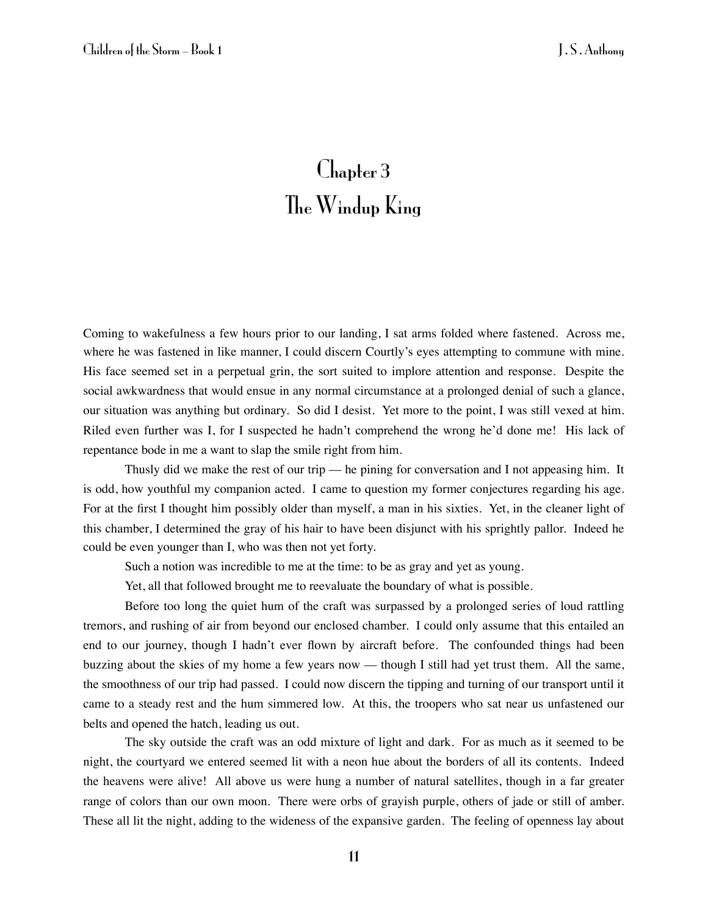# Chapter 3
# The Windup King

Coming to wakefulness a few hours prior to our landing, I sat arms folded where fastened. Across me, where he was fastened in like manner, I could discern Courtly's eyes attempting to commune with mine. His face seemed set in a perpetual grin, the sort suited to implore attention and response. Despite the social awkwardness that would ensue in any normal circumstance at a prolonged denial of such a glance, our situation was anything but ordinary. So did I desist. Yet more to the point, I was still vexed at him. Riled even further was I, for I suspected he hadn't comprehend the wrong he'd done me! His lack of repentance bode in me a want to slap the smile right from him.

Thusly did we make the rest of our trip — he pining for conversation and I not appeasing him. It is odd, how youthful my companion acted. I came to question my former conjectures regarding his age. For at the first I thought him possibly older than myself, a man in his sixties. Yet, in the cleaner light of this chamber, I determined the gray of his hair to have been disjunct with his sprightly pallor. Indeed he could be even younger than I, who was then not yet forty.

Such a notion was incredible to me at the time: to be as gray and yet as young.

Yet, all that followed brought me to reevaluate the boundary of what is possible.

Before too long the quiet hum of the craft was surpassed by a prolonged series of loud rattling tremors, and rushing of air from beyond our enclosed chamber. I could only assume that this entailed an end to our journey, though I hadn't ever flown by aircraft before. The confounded things had been buzzing about the skies of my home a few years now — though I still had yet trust them. All the same, the smoothness of our trip had passed. I could now discern the tipping and turning of our transport until it came to a steady rest and the hum simmered low. At this, the troopers who sat near us unfastened our belts and opened the hatch, leading us out.

The sky outside the craft was an odd mixture of light and dark. For as much as it seemed to be night, the courtyard we entered seemed lit with a neon hue about the borders of all its contents. Indeed the heavens were alive! All above us were hung a number of natural satellites, though in a far greater range of colors than our own moon. There were orbs of grayish purple, others of jade or still of amber. These all lit the night, adding to the wideness of the expansive garden. The feeling of openness lay about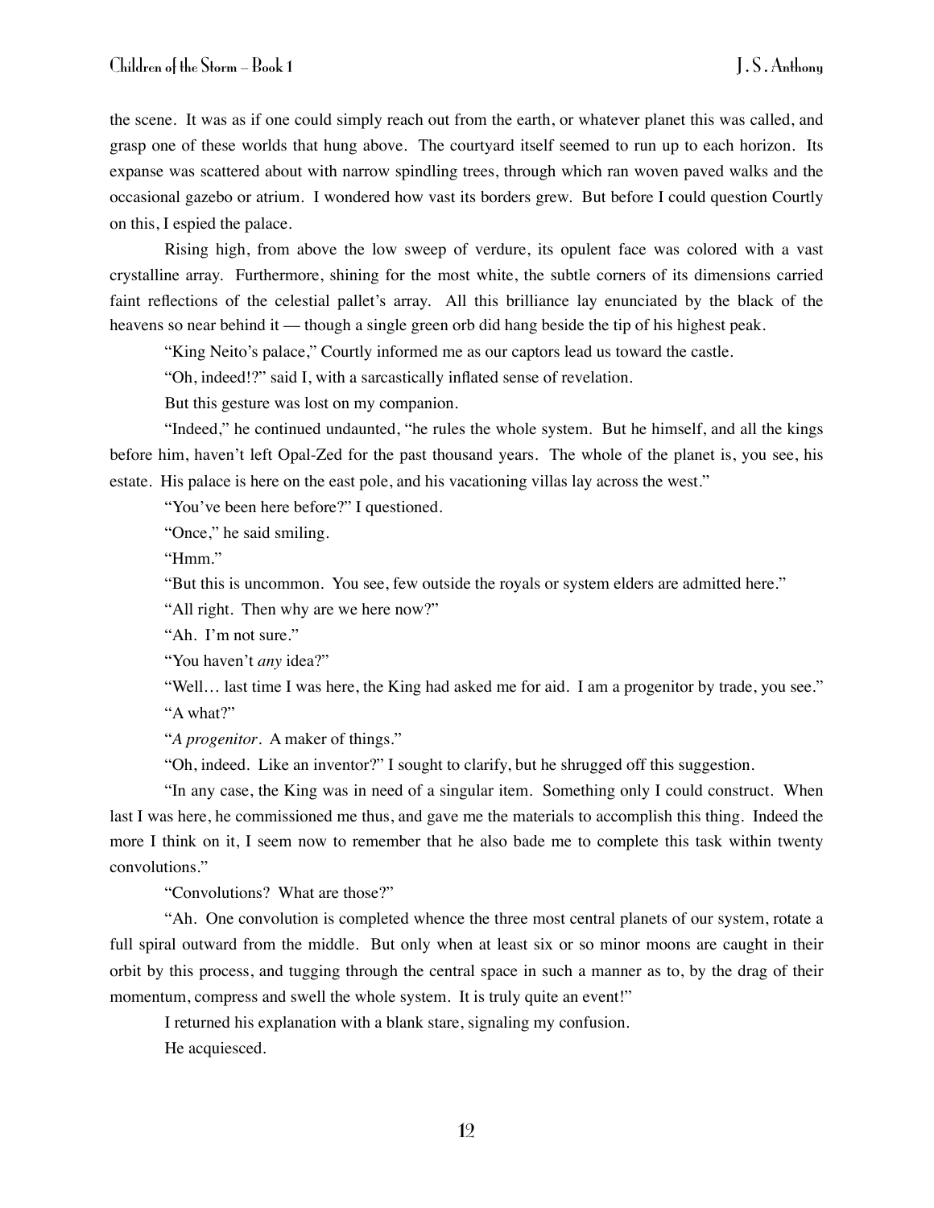the scene. It was as if one could simply reach out from the earth, or whatever planet this was called, and grasp one of these worlds that hung above. The courtyard itself seemed to run up to each horizon. Its expanse was scattered about with narrow spindling trees, through which ran woven paved walks and the occasional gazebo or atrium. I wondered how vast its borders grew. But before I could question Courtly on this, I espied the palace.

Rising high, from above the low sweep of verdure, its opulent face was colored with a vast crystalline array. Furthermore, shining for the most white, the subtle corners of its dimensions carried faint reflections of the celestial pallet's array. All this brilliance lay enunciated by the black of the heavens so near behind it — though a single green orb did hang beside the tip of his highest peak.

"King Neito's palace," Courtly informed me as our captors lead us toward the castle.

"Oh, indeed!?" said I, with a sarcastically inflated sense of revelation.

But this gesture was lost on my companion.

"Indeed," he continued undaunted, "he rules the whole system. But he himself, and all the kings before him, haven't left Opal-Zed for the past thousand years. The whole of the planet is, you see, his estate. His palace is here on the east pole, and his vacationing villas lay across the west."

"You've been here before?" I questioned.

"Once," he said smiling.

"Hmm."

"But this is uncommon. You see, few outside the royals or system elders are admitted here."

"All right. Then why are we here now?"

"Ah. I'm not sure."

"You haven't *any* idea?"

"Well… last time I was here, the King had asked me for aid. I am a progenitor by trade, you see."

"A what?"

"*A progenitor*. A maker of things."

"Oh, indeed. Like an inventor?" I sought to clarify, but he shrugged off this suggestion.

"In any case, the King was in need of a singular item. Something only I could construct. When last I was here, he commissioned me thus, and gave me the materials to accomplish this thing. Indeed the more I think on it, I seem now to remember that he also bade me to complete this task within twenty convolutions."

"Convolutions? What are those?"

"Ah. One convolution is completed whence the three most central planets of our system, rotate a full spiral outward from the middle. But only when at least six or so minor moons are caught in their orbit by this process, and tugging through the central space in such a manner as to, by the drag of their momentum, compress and swell the whole system. It is truly quite an event!"

I returned his explanation with a blank stare, signaling my confusion.

He acquiesced.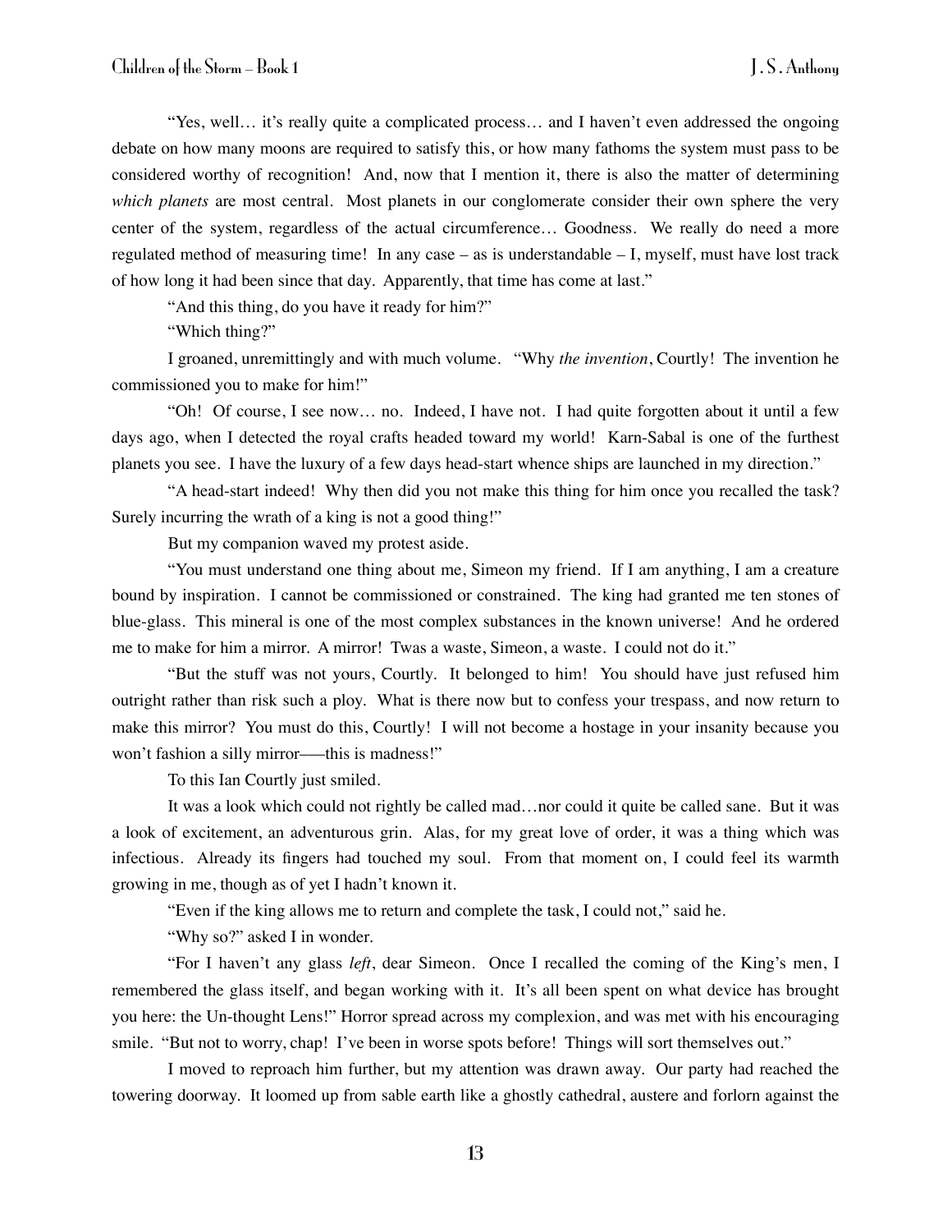"Yes, well… it's really quite a complicated process… and I haven't even addressed the ongoing debate on how many moons are required to satisfy this, or how many fathoms the system must pass to be considered worthy of recognition! And, now that I mention it, there is also the matter of determining *which planets* are most central. Most planets in our conglomerate consider their own sphere the very center of the system, regardless of the actual circumference… Goodness. We really do need a more regulated method of measuring time! In any case – as is understandable – I, myself, must have lost track of how long it had been since that day. Apparently, that time has come at last."

"And this thing, do you have it ready for him?"

"Which thing?"

I groaned, unremittingly and with much volume. "Why *the invention*, Courtly! The invention he commissioned you to make for him!"

"Oh! Of course, I see now… no. Indeed, I have not. I had quite forgotten about it until a few days ago, when I detected the royal crafts headed toward my world! Karn-Sabal is one of the furthest planets you see. I have the luxury of a few days head-start whence ships are launched in my direction."

"A head-start indeed! Why then did you not make this thing for him once you recalled the task? Surely incurring the wrath of a king is not a good thing!"

But my companion waved my protest aside.

"You must understand one thing about me, Simeon my friend. If I am anything, I am a creature bound by inspiration. I cannot be commissioned or constrained. The king had granted me ten stones of blue-glass. This mineral is one of the most complex substances in the known universe! And he ordered me to make for him a mirror. A mirror! Twas a waste, Simeon, a waste. I could not do it."

"But the stuff was not yours, Courtly. It belonged to him! You should have just refused him outright rather than risk such a ploy. What is there now but to confess your trespass, and now return to make this mirror? You must do this, Courtly! I will not become a hostage in your insanity because you won't fashion a silly mirror——this is madness!"

To this Ian Courtly just smiled.

It was a look which could not rightly be called mad…nor could it quite be called sane. But it was a look of excitement, an adventurous grin. Alas, for my great love of order, it was a thing which was infectious. Already its fingers had touched my soul. From that moment on, I could feel its warmth growing in me, though as of yet I hadn't known it.

"Even if the king allows me to return and complete the task, I could not," said he.

"Why so?" asked I in wonder.

"For I haven't any glass *left*, dear Simeon. Once I recalled the coming of the King's men, I remembered the glass itself, and began working with it. It's all been spent on what device has brought you here: the Un-thought Lens!" Horror spread across my complexion, and was met with his encouraging smile. "But not to worry, chap! I've been in worse spots before! Things will sort themselves out."

I moved to reproach him further, but my attention was drawn away. Our party had reached the towering doorway. It loomed up from sable earth like a ghostly cathedral, austere and forlorn against the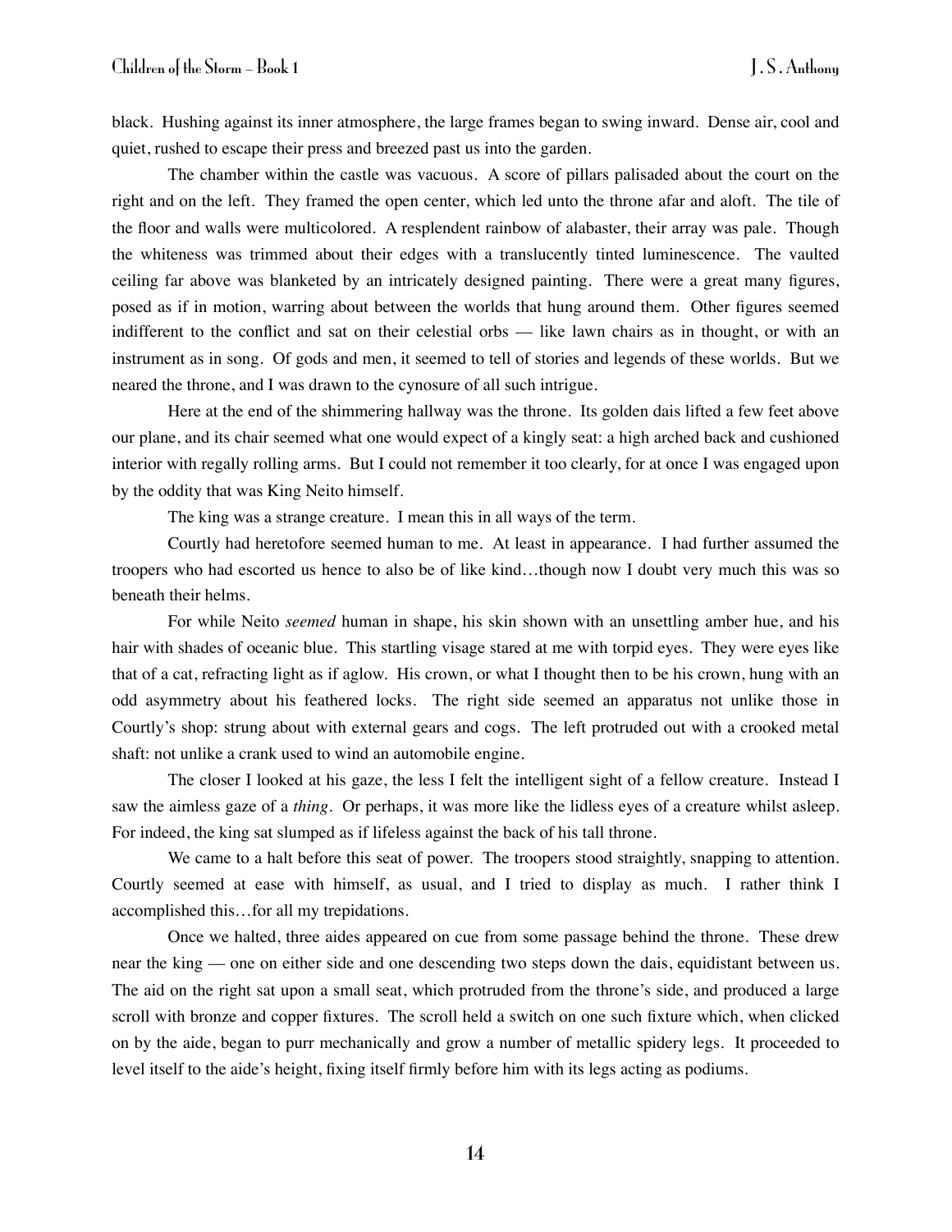black. Hushing against its inner atmosphere, the large frames began to swing inward. Dense air, cool and quiet, rushed to escape their press and breezed past us into the garden.

The chamber within the castle was vacuous. A score of pillars palisaded about the court on the right and on the left. They framed the open center, which led unto the throne afar and aloft. The tile of the floor and walls were multicolored. A resplendent rainbow of alabaster, their array was pale. Though the whiteness was trimmed about their edges with a translucently tinted luminescence. The vaulted ceiling far above was blanketed by an intricately designed painting. There were a great many figures, posed as if in motion, warring about between the worlds that hung around them. Other figures seemed indifferent to the conflict and sat on their celestial orbs — like lawn chairs as in thought, or with an instrument as in song. Of gods and men, it seemed to tell of stories and legends of these worlds. But we neared the throne, and I was drawn to the cynosure of all such intrigue.

Here at the end of the shimmering hallway was the throne. Its golden dais lifted a few feet above our plane, and its chair seemed what one would expect of a kingly seat: a high arched back and cushioned interior with regally rolling arms. But I could not remember it too clearly, for at once I was engaged upon by the oddity that was King Neito himself.

The king was a strange creature. I mean this in all ways of the term.

Courtly had heretofore seemed human to me. At least in appearance. I had further assumed the troopers who had escorted us hence to also be of like kind…though now I doubt very much this was so beneath their helms.

For while Neito *seemed* human in shape, his skin shown with an unsettling amber hue, and his hair with shades of oceanic blue. This startling visage stared at me with torpid eyes. They were eyes like that of a cat, refracting light as if aglow. His crown, or what I thought then to be his crown, hung with an odd asymmetry about his feathered locks. The right side seemed an apparatus not unlike those in Courtly's shop: strung about with external gears and cogs. The left protruded out with a crooked metal shaft: not unlike a crank used to wind an automobile engine.

The closer I looked at his gaze, the less I felt the intelligent sight of a fellow creature. Instead I saw the aimless gaze of a *thing*. Or perhaps, it was more like the lidless eyes of a creature whilst asleep. For indeed, the king sat slumped as if lifeless against the back of his tall throne.

We came to a halt before this seat of power. The troopers stood straightly, snapping to attention. Courtly seemed at ease with himself, as usual, and I tried to display as much. I rather think I accomplished this…for all my trepidations.

Once we halted, three aides appeared on cue from some passage behind the throne. These drew near the king — one on either side and one descending two steps down the dais, equidistant between us. The aid on the right sat upon a small seat, which protruded from the throne's side, and produced a large scroll with bronze and copper fixtures. The scroll held a switch on one such fixture which, when clicked on by the aide, began to purr mechanically and grow a number of metallic spidery legs. It proceeded to level itself to the aide's height, fixing itself firmly before him with its legs acting as podiums.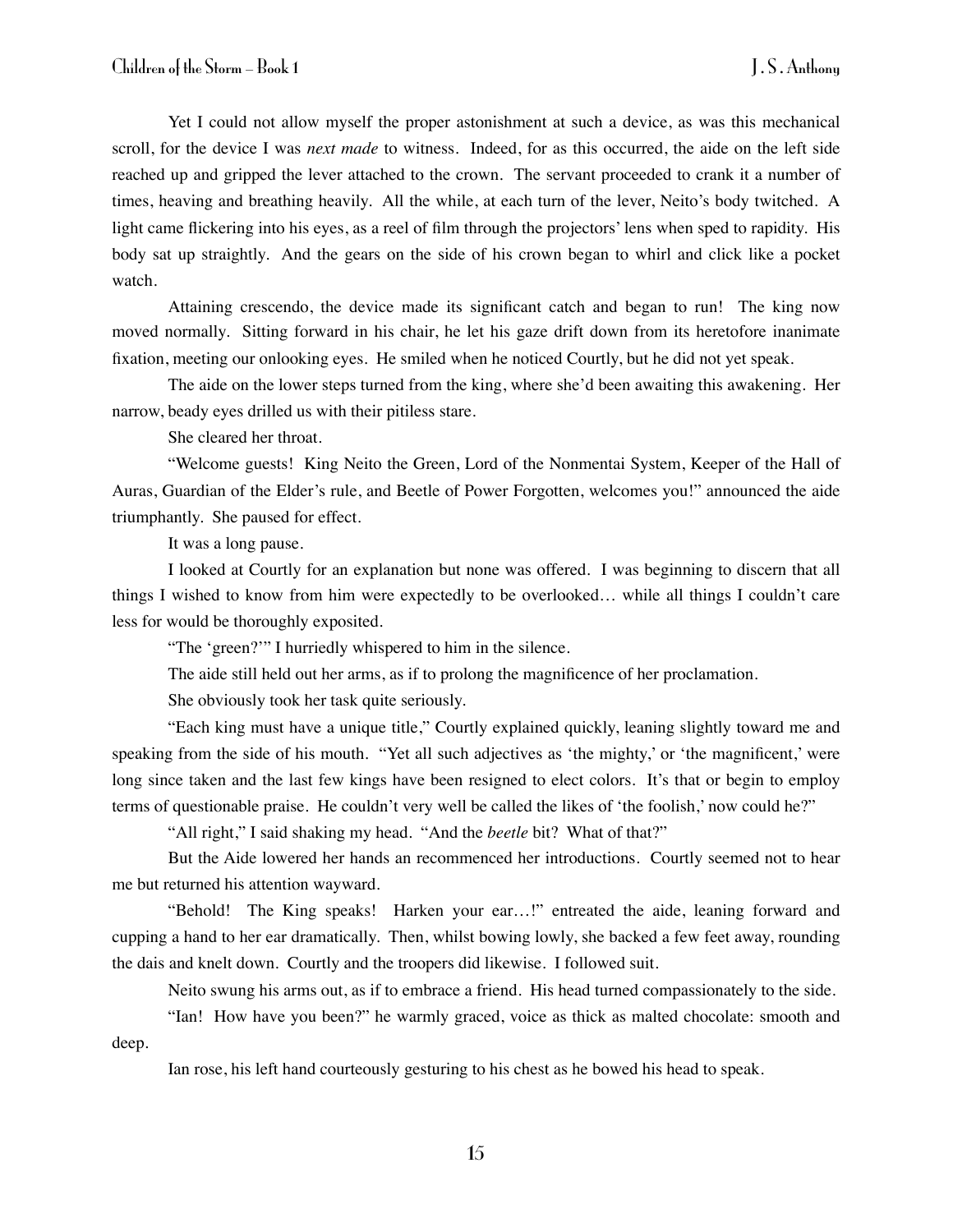Yet I could not allow myself the proper astonishment at such a device, as was this mechanical scroll, for the device I was *next made* to witness. Indeed, for as this occurred, the aide on the left side reached up and gripped the lever attached to the crown. The servant proceeded to crank it a number of times, heaving and breathing heavily. All the while, at each turn of the lever, Neito's body twitched. A light came flickering into his eyes, as a reel of film through the projectors' lens when sped to rapidity. His body sat up straightly. And the gears on the side of his crown began to whirl and click like a pocket watch.

Attaining crescendo, the device made its significant catch and began to run! The king now moved normally. Sitting forward in his chair, he let his gaze drift down from its heretofore inanimate fixation, meeting our onlooking eyes. He smiled when he noticed Courtly, but he did not yet speak.

The aide on the lower steps turned from the king, where she'd been awaiting this awakening. Her narrow, beady eyes drilled us with their pitiless stare.

She cleared her throat.

"Welcome guests! King Neito the Green, Lord of the Nonmentai System, Keeper of the Hall of Auras, Guardian of the Elder's rule, and Beetle of Power Forgotten, welcomes you!" announced the aide triumphantly. She paused for effect.

It was a long pause.

I looked at Courtly for an explanation but none was offered. I was beginning to discern that all things I wished to know from him were expectedly to be overlooked… while all things I couldn't care less for would be thoroughly exposited.

"The 'green?'" I hurriedly whispered to him in the silence.

The aide still held out her arms, as if to prolong the magnificence of her proclamation.

She obviously took her task quite seriously.

"Each king must have a unique title," Courtly explained quickly, leaning slightly toward me and speaking from the side of his mouth. "Yet all such adjectives as 'the mighty,' or 'the magnificent,' were long since taken and the last few kings have been resigned to elect colors. It's that or begin to employ terms of questionable praise. He couldn't very well be called the likes of 'the foolish,' now could he?"

"All right," I said shaking my head. "And the *beetle* bit? What of that?"

But the Aide lowered her hands an recommenced her introductions. Courtly seemed not to hear me but returned his attention wayward.

"Behold! The King speaks! Harken your ear…!" entreated the aide, leaning forward and cupping a hand to her ear dramatically. Then, whilst bowing lowly, she backed a few feet away, rounding the dais and knelt down. Courtly and the troopers did likewise. I followed suit.

Neito swung his arms out, as if to embrace a friend. His head turned compassionately to the side.

"Ian! How have you been?" he warmly graced, voice as thick as malted chocolate: smooth and deep.

Ian rose, his left hand courteously gesturing to his chest as he bowed his head to speak.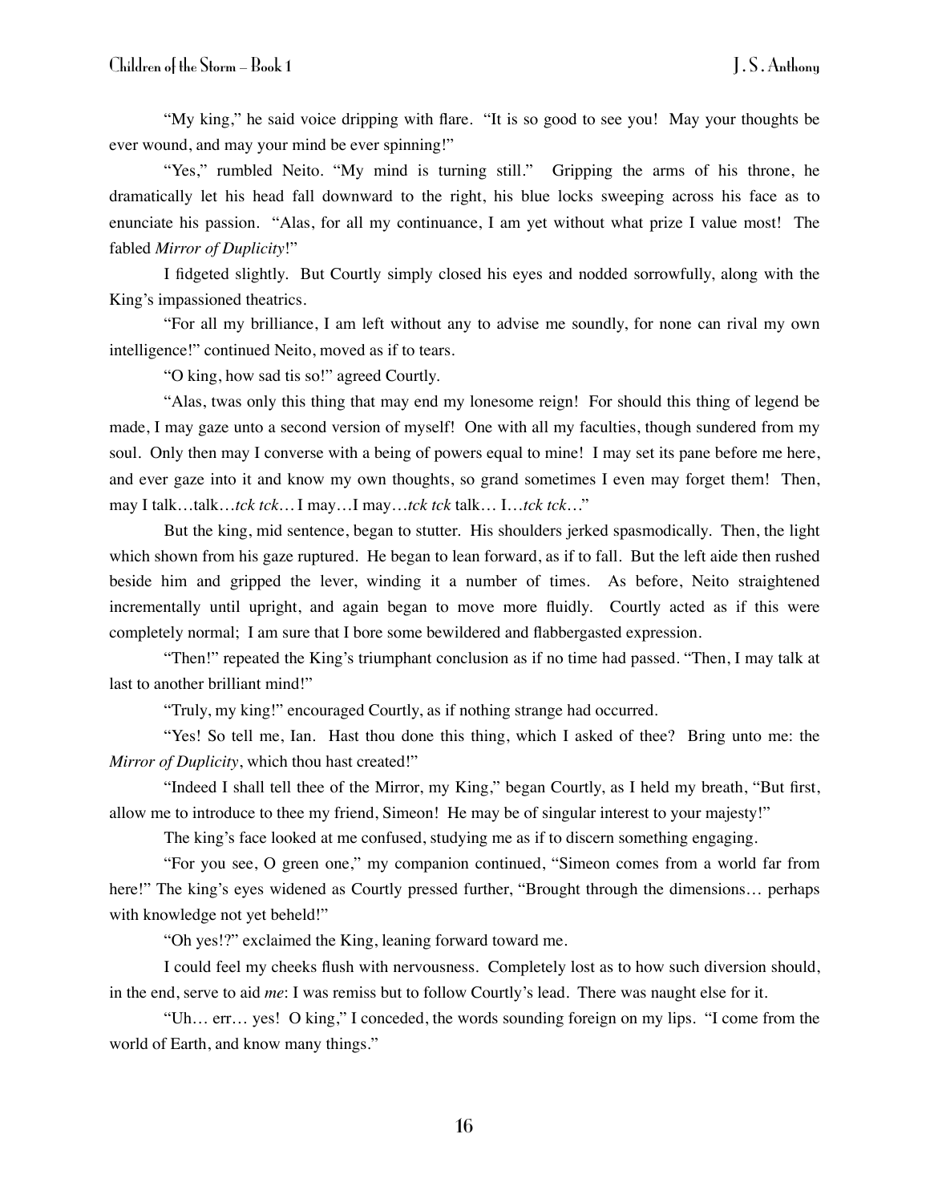"My king," he said voice dripping with flare. "It is so good to see you! May your thoughts be ever wound, and may your mind be ever spinning!"

"Yes," rumbled Neito. "My mind is turning still." Gripping the arms of his throne, he dramatically let his head fall downward to the right, his blue locks sweeping across his face as to enunciate his passion. "Alas, for all my continuance, I am yet without what prize I value most! The fabled *Mirror of Duplicity*!"

I fidgeted slightly. But Courtly simply closed his eyes and nodded sorrowfully, along with the King's impassioned theatrics.

"For all my brilliance, I am left without any to advise me soundly, for none can rival my own intelligence!" continued Neito, moved as if to tears.

"O king, how sad tis so!" agreed Courtly.

"Alas, twas only this thing that may end my lonesome reign! For should this thing of legend be made, I may gaze unto a second version of myself! One with all my faculties, though sundered from my soul. Only then may I converse with a being of powers equal to mine! I may set its pane before me here, and ever gaze into it and know my own thoughts, so grand sometimes I even may forget them! Then, may I talk…talk…*tck tck*… I may…I may…*tck tck* talk… I…*tck tck*…"

But the king, mid sentence, began to stutter. His shoulders jerked spasmodically. Then, the light which shown from his gaze ruptured. He began to lean forward, as if to fall. But the left aide then rushed beside him and gripped the lever, winding it a number of times. As before, Neito straightened incrementally until upright, and again began to move more fluidly. Courtly acted as if this were completely normal; I am sure that I bore some bewildered and flabbergasted expression.

"Then!" repeated the King's triumphant conclusion as if no time had passed. "Then, I may talk at last to another brilliant mind!"

"Truly, my king!" encouraged Courtly, as if nothing strange had occurred.

"Yes! So tell me, Ian. Hast thou done this thing, which I asked of thee? Bring unto me: the *Mirror of Duplicity*, which thou hast created!"

"Indeed I shall tell thee of the Mirror, my King," began Courtly, as I held my breath, "But first, allow me to introduce to thee my friend, Simeon! He may be of singular interest to your majesty!"

The king's face looked at me confused, studying me as if to discern something engaging.

"For you see, O green one," my companion continued, "Simeon comes from a world far from here!" The king's eyes widened as Courtly pressed further, "Brought through the dimensions… perhaps with knowledge not yet beheld!"

"Oh yes!?" exclaimed the King, leaning forward toward me.

I could feel my cheeks flush with nervousness. Completely lost as to how such diversion should, in the end, serve to aid *me*: I was remiss but to follow Courtly's lead. There was naught else for it.

"Uh… err… yes! O king," I conceded, the words sounding foreign on my lips. "I come from the world of Earth, and know many things."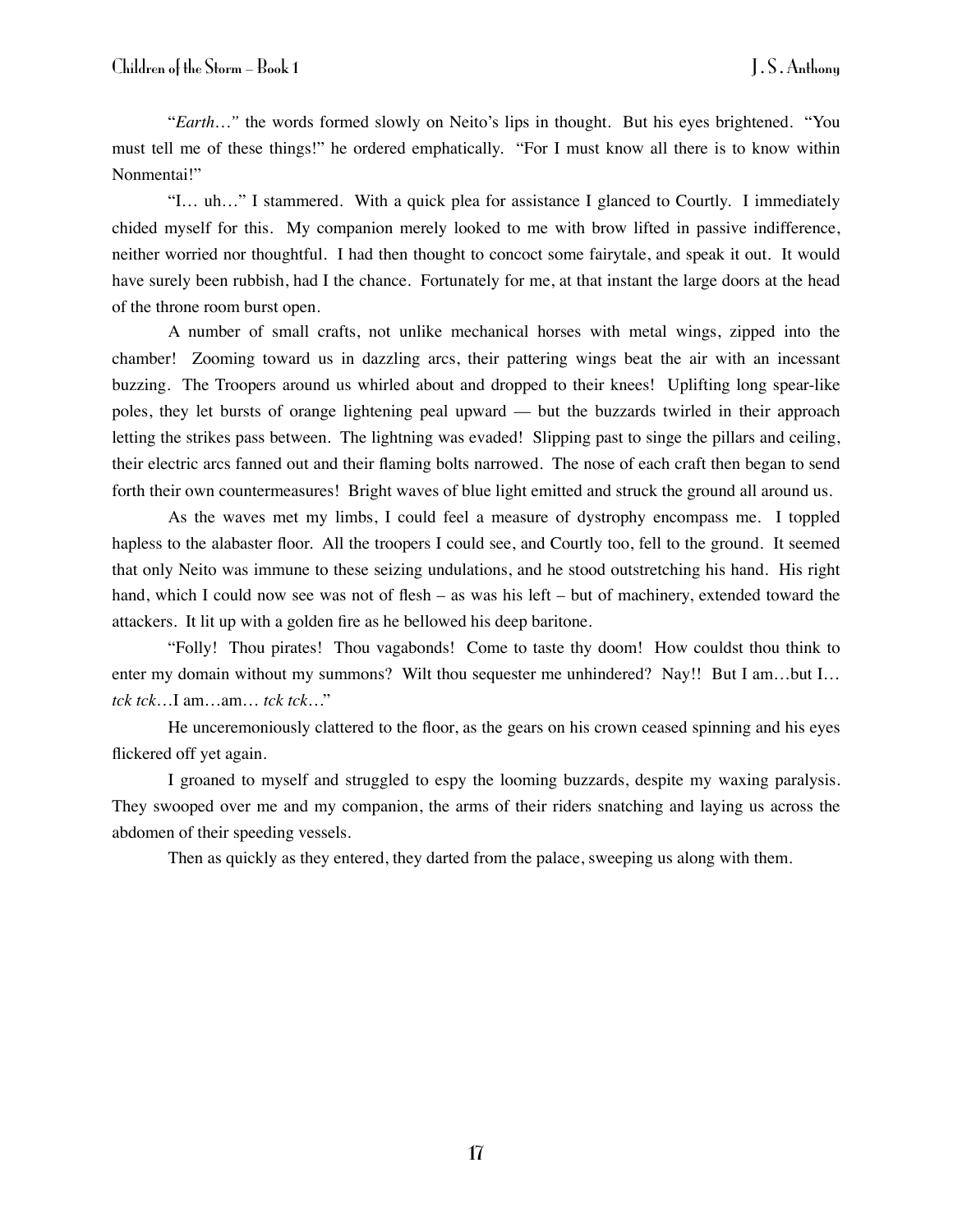"*Earth…*" the words formed slowly on Neito's lips in thought. But his eyes brightened. "You must tell me of these things!" he ordered emphatically. "For I must know all there is to know within Nonmentai!"

"I… uh…" I stammered. With a quick plea for assistance I glanced to Courtly. I immediately chided myself for this. My companion merely looked to me with brow lifted in passive indifference, neither worried nor thoughtful. I had then thought to concoct some fairytale, and speak it out. It would have surely been rubbish, had I the chance. Fortunately for me, at that instant the large doors at the head of the throne room burst open.

A number of small crafts, not unlike mechanical horses with metal wings, zipped into the chamber! Zooming toward us in dazzling arcs, their pattering wings beat the air with an incessant buzzing. The Troopers around us whirled about and dropped to their knees! Uplifting long spear-like poles, they let bursts of orange lightening peal upward — but the buzzards twirled in their approach letting the strikes pass between. The lightning was evaded! Slipping past to singe the pillars and ceiling, their electric arcs fanned out and their flaming bolts narrowed. The nose of each craft then began to send forth their own countermeasures! Bright waves of blue light emitted and struck the ground all around us.

As the waves met my limbs, I could feel a measure of dystrophy encompass me. I toppled hapless to the alabaster floor. All the troopers I could see, and Courtly too, fell to the ground. It seemed that only Neito was immune to these seizing undulations, and he stood outstretching his hand. His right hand, which I could now see was not of flesh – as was his left – but of machinery, extended toward the attackers. It lit up with a golden fire as he bellowed his deep baritone.

"Folly! Thou pirates! Thou vagabonds! Come to taste thy doom! How couldst thou think to enter my domain without my summons? Wilt thou sequester me unhindered? Nay!! But I am…but I… *tck tck*…I am…am… *tck tck*…"

He unceremoniously clattered to the floor, as the gears on his crown ceased spinning and his eyes flickered off yet again.

I groaned to myself and struggled to espy the looming buzzards, despite my waxing paralysis. They swooped over me and my companion, the arms of their riders snatching and laying us across the abdomen of their speeding vessels.

Then as quickly as they entered, they darted from the palace, sweeping us along with them.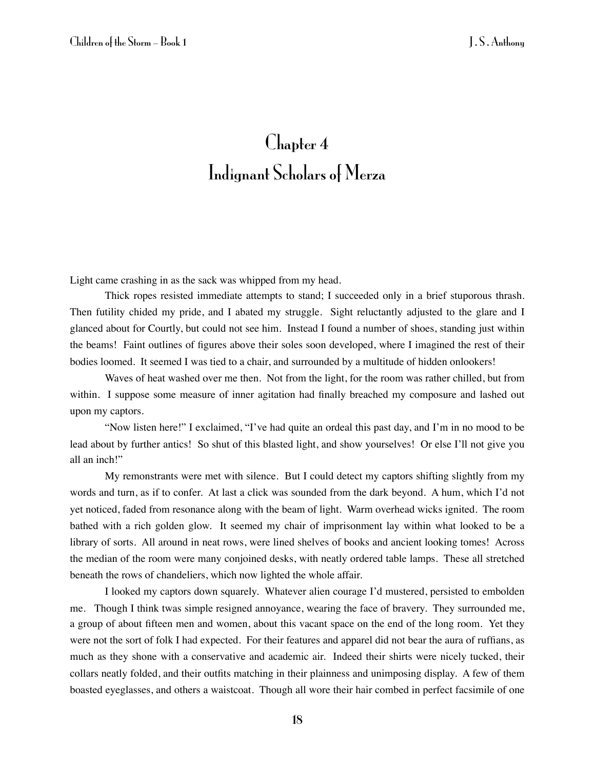# Chapter 4
# Indignant Scholars of Merza

Light came crashing in as the sack was whipped from my head.

Thick ropes resisted immediate attempts to stand; I succeeded only in a brief stuporous thrash. Then futility chided my pride, and I abated my struggle. Sight reluctantly adjusted to the glare and I glanced about for Courtly, but could not see him. Instead I found a number of shoes, standing just within the beams! Faint outlines of figures above their soles soon developed, where I imagined the rest of their bodies loomed. It seemed I was tied to a chair, and surrounded by a multitude of hidden onlookers!

Waves of heat washed over me then. Not from the light, for the room was rather chilled, but from within. I suppose some measure of inner agitation had finally breached my composure and lashed out upon my captors.

"Now listen here!" I exclaimed, "I've had quite an ordeal this past day, and I'm in no mood to be lead about by further antics! So shut of this blasted light, and show yourselves! Or else I'll not give you all an inch!"

My remonstrants were met with silence. But I could detect my captors shifting slightly from my words and turn, as if to confer. At last a click was sounded from the dark beyond. A hum, which I'd not yet noticed, faded from resonance along with the beam of light. Warm overhead wicks ignited. The room bathed with a rich golden glow. It seemed my chair of imprisonment lay within what looked to be a library of sorts. All around in neat rows, were lined shelves of books and ancient looking tomes! Across the median of the room were many conjoined desks, with neatly ordered table lamps. These all stretched beneath the rows of chandeliers, which now lighted the whole affair.

I looked my captors down squarely. Whatever alien courage I'd mustered, persisted to embolden me. Though I think twas simple resigned annoyance, wearing the face of bravery. They surrounded me, a group of about fifteen men and women, about this vacant space on the end of the long room. Yet they were not the sort of folk I had expected. For their features and apparel did not bear the aura of ruffians, as much as they shone with a conservative and academic air. Indeed their shirts were nicely tucked, their collars neatly folded, and their outfits matching in their plainness and unimposing display. A few of them boasted eyeglasses, and others a waistcoat. Though all wore their hair combed in perfect facsimile of one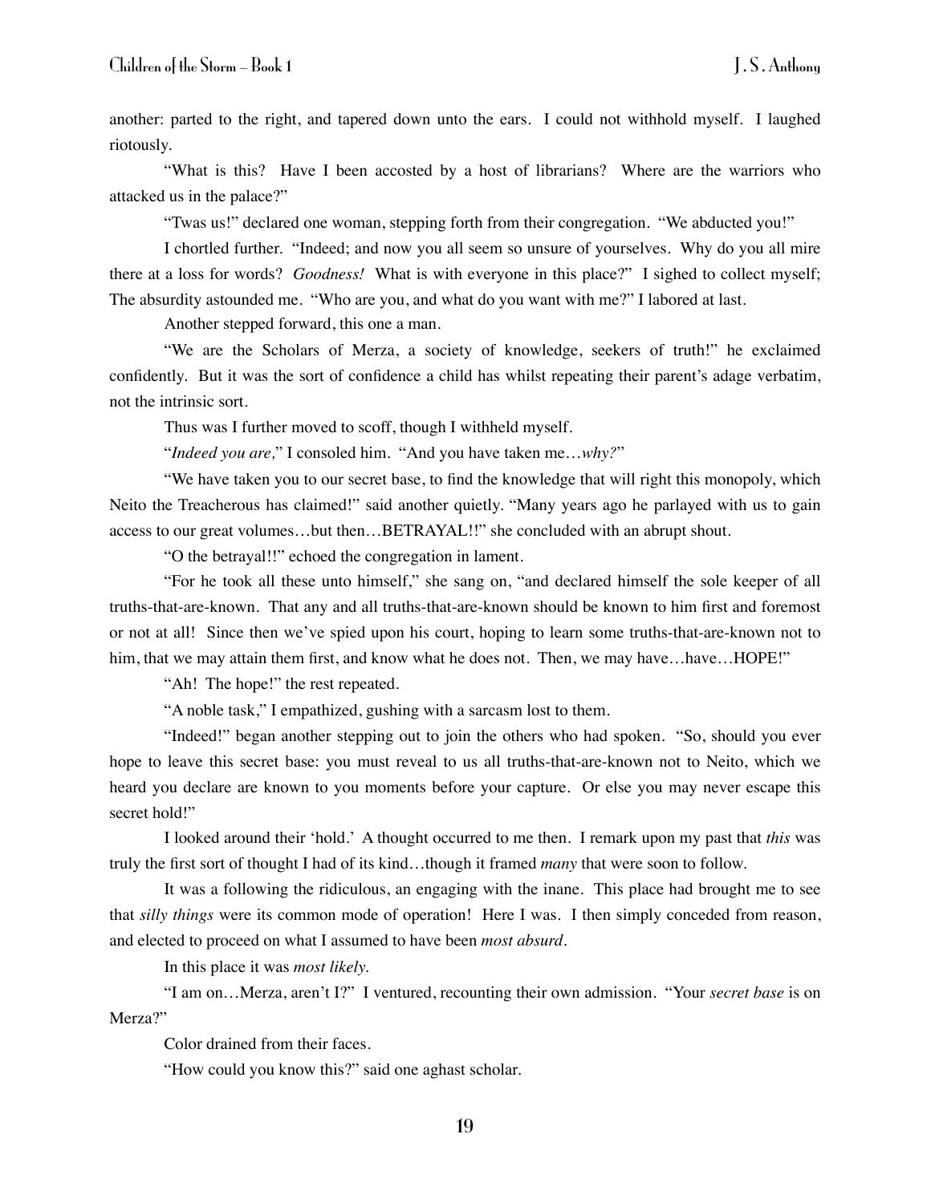another: parted to the right, and tapered down unto the ears. I could not withhold myself. I laughed riotously.

"What is this? Have I been accosted by a host of librarians? Where are the warriors who attacked us in the palace?"

"Twas us!" declared one woman, stepping forth from their congregation. "We abducted you!"

I chortled further. "Indeed; and now you all seem so unsure of yourselves. Why do you all mire there at a loss for words? *Goodness!* What is with everyone in this place?" I sighed to collect myself; The absurdity astounded me. "Who are you, and what do you want with me?" I labored at last.

Another stepped forward, this one a man.

"We are the Scholars of Merza, a society of knowledge, seekers of truth!" he exclaimed confidently. But it was the sort of confidence a child has whilst repeating their parent's adage verbatim, not the intrinsic sort.

Thus was I further moved to scoff, though I withheld myself.

"*Indeed you are,*" I consoled him. "And you have taken me…*why?*"

"We have taken you to our secret base, to find the knowledge that will right this monopoly, which Neito the Treacherous has claimed!" said another quietly. "Many years ago he parlayed with us to gain access to our great volumes…but then…BETRAYAL!!" she concluded with an abrupt shout.

"O the betrayal!!" echoed the congregation in lament.

"For he took all these unto himself," she sang on, "and declared himself the sole keeper of all truths-that-are-known. That any and all truths-that-are-known should be known to him first and foremost or not at all! Since then we've spied upon his court, hoping to learn some truths-that-are-known not to him, that we may attain them first, and know what he does not. Then, we may have…have…HOPE!"

"Ah! The hope!" the rest repeated.

"A noble task," I empathized, gushing with a sarcasm lost to them.

"Indeed!" began another stepping out to join the others who had spoken. "So, should you ever hope to leave this secret base: you must reveal to us all truths-that-are-known not to Neito, which we heard you declare are known to you moments before your capture. Or else you may never escape this secret hold!"

I looked around their 'hold.' A thought occurred to me then. I remark upon my past that *this* was truly the first sort of thought I had of its kind…though it framed *many* that were soon to follow.

It was a following the ridiculous, an engaging with the inane. This place had brought me to see that *silly things* were its common mode of operation! Here I was. I then simply conceded from reason, and elected to proceed on what I assumed to have been *most absurd*.

In this place it was *most likely.*

"I am on…Merza, aren't I?" I ventured, recounting their own admission. "Your *secret base* is on Merza?"

Color drained from their faces.

"How could you know this?" said one aghast scholar.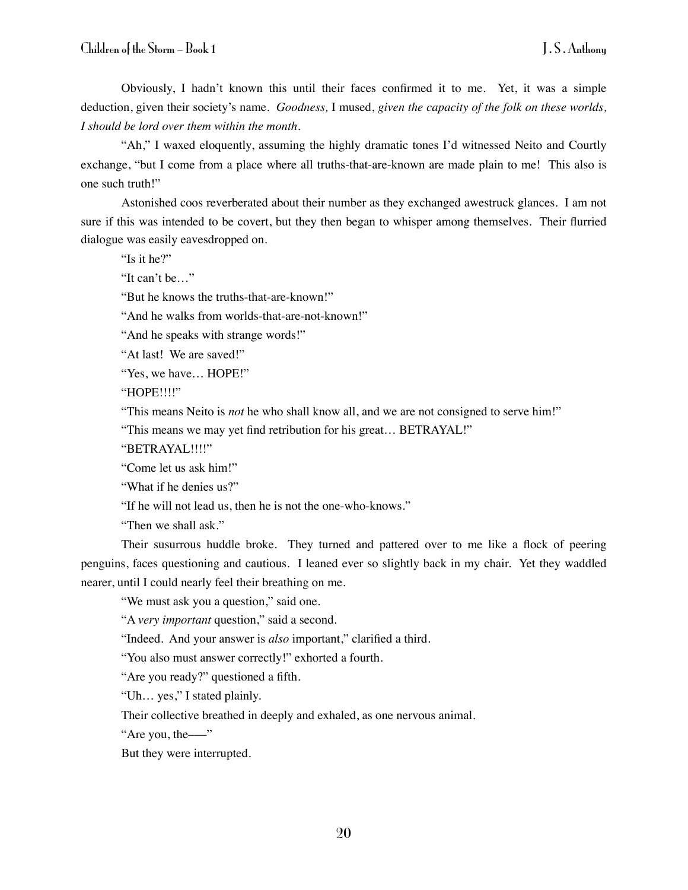Obviously, I hadn't known this until their faces confirmed it to me. Yet, it was a simple deduction, given their society's name. *Goodness,* I mused, *given the capacity of the folk on these worlds, I should be lord over them within the month.*

"Ah," I waxed eloquently, assuming the highly dramatic tones I'd witnessed Neito and Courtly exchange, "but I come from a place where all truths-that-are-known are made plain to me! This also is one such truth!"

Astonished coos reverberated about their number as they exchanged awestruck glances. I am not sure if this was intended to be covert, but they then began to whisper among themselves. Their flurried dialogue was easily eavesdropped on.

"Is it he?"

"It can't be…"

"But he knows the truths-that-are-known!"

"And he walks from worlds-that-are-not-known!"

"And he speaks with strange words!"

"At last! We are saved!"

"Yes, we have… HOPE!"

"HOPE!!!!"

"This means Neito is *not* he who shall know all, and we are not consigned to serve him!"

"This means we may yet find retribution for his great… BETRAYAL!"

"BETRAYAL!!!!"

"Come let us ask him!"

"What if he denies us?"

"If he will not lead us, then he is not the one-who-knows."

"Then we shall ask."

Their susurrous huddle broke. They turned and pattered over to me like a flock of peering penguins, faces questioning and cautious. I leaned ever so slightly back in my chair. Yet they waddled nearer, until I could nearly feel their breathing on me.

"We must ask you a question," said one.

"A *very important* question," said a second.

"Indeed. And your answer is *also* important," clarified a third.

"You also must answer correctly!" exhorted a fourth.

"Are you ready?" questioned a fifth.

"Uh… yes," I stated plainly.

Their collective breathed in deeply and exhaled, as one nervous animal.

"Are you, the——"

But they were interrupted.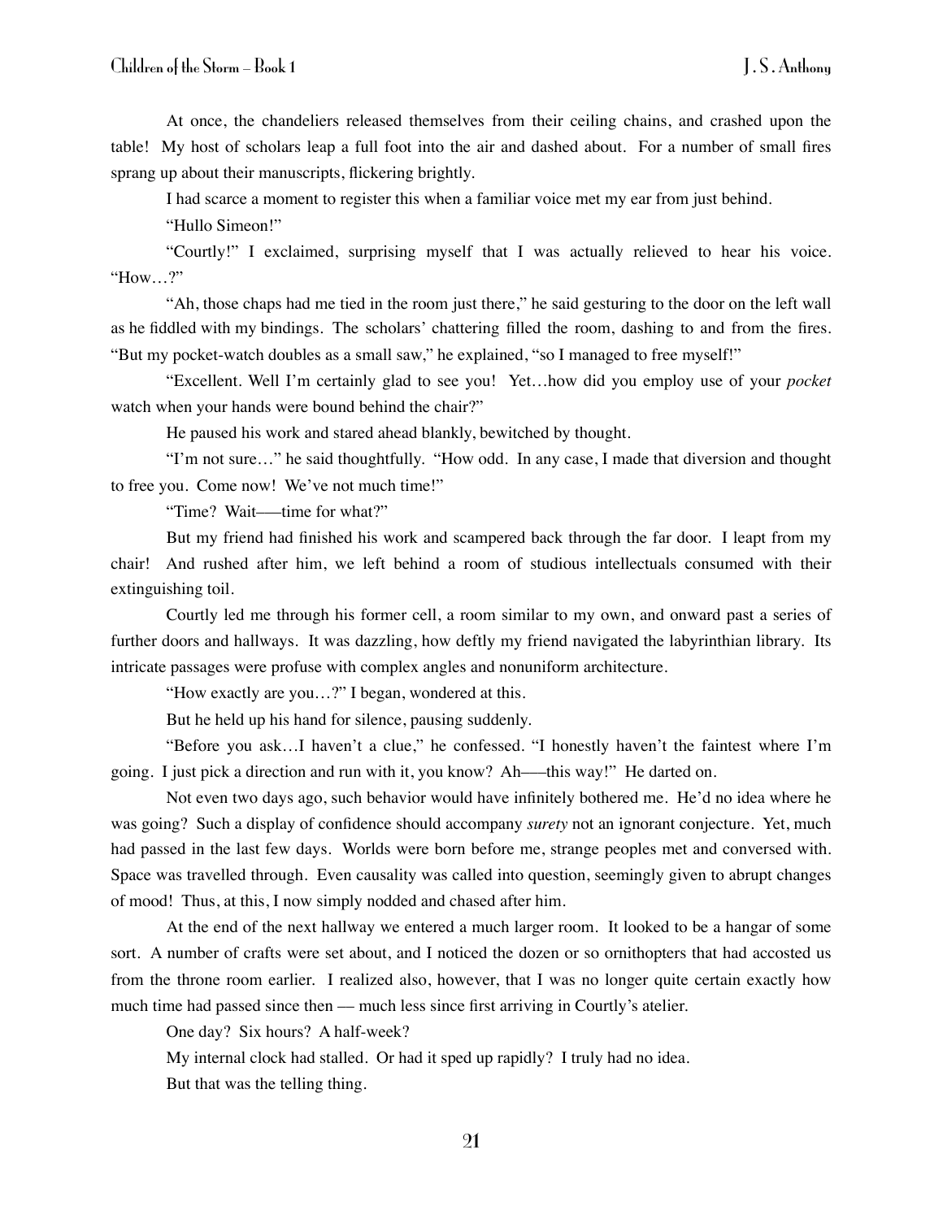At once, the chandeliers released themselves from their ceiling chains, and crashed upon the table! My host of scholars leap a full foot into the air and dashed about. For a number of small fires sprang up about their manuscripts, flickering brightly.

I had scarce a moment to register this when a familiar voice met my ear from just behind.

"Hullo Simeon!"

"Courtly!" I exclaimed, surprising myself that I was actually relieved to hear his voice. "How…?"

"Ah, those chaps had me tied in the room just there," he said gesturing to the door on the left wall as he fiddled with my bindings. The scholars' chattering filled the room, dashing to and from the fires. "But my pocket-watch doubles as a small saw," he explained, "so I managed to free myself!"

"Excellent. Well I'm certainly glad to see you! Yet…how did you employ use of your *pocket* watch when your hands were bound behind the chair?"

He paused his work and stared ahead blankly, bewitched by thought.

"I'm not sure…" he said thoughtfully. "How odd. In any case, I made that diversion and thought to free you. Come now! We've not much time!"

"Time? Wait——time for what?"

But my friend had finished his work and scampered back through the far door. I leapt from my chair! And rushed after him, we left behind a room of studious intellectuals consumed with their extinguishing toil.

Courtly led me through his former cell, a room similar to my own, and onward past a series of further doors and hallways. It was dazzling, how deftly my friend navigated the labyrinthian library. Its intricate passages were profuse with complex angles and nonuniform architecture.

"How exactly are you…?" I began, wondered at this.

But he held up his hand for silence, pausing suddenly.

"Before you ask…I haven't a clue," he confessed. "I honestly haven't the faintest where I'm going. I just pick a direction and run with it, you know? Ah——this way!" He darted on.

Not even two days ago, such behavior would have infinitely bothered me. He'd no idea where he was going? Such a display of confidence should accompany *surety* not an ignorant conjecture. Yet, much had passed in the last few days. Worlds were born before me, strange peoples met and conversed with. Space was travelled through. Even causality was called into question, seemingly given to abrupt changes of mood! Thus, at this, I now simply nodded and chased after him.

At the end of the next hallway we entered a much larger room. It looked to be a hangar of some sort. A number of crafts were set about, and I noticed the dozen or so ornithopters that had accosted us from the throne room earlier. I realized also, however, that I was no longer quite certain exactly how much time had passed since then — much less since first arriving in Courtly's atelier.

One day? Six hours? A half-week?

My internal clock had stalled. Or had it sped up rapidly? I truly had no idea.

But that was the telling thing.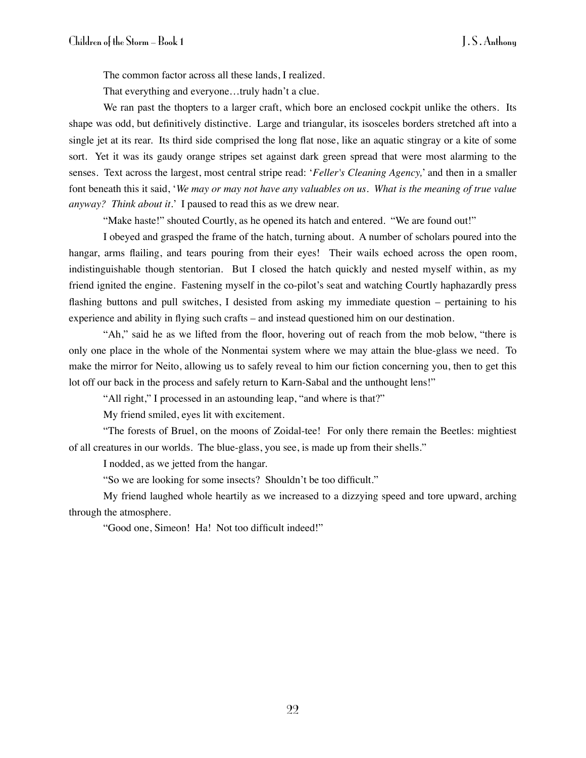The common factor across all these lands, I realized.

That everything and everyone…truly hadn't a clue.

We ran past the thopters to a larger craft, which bore an enclosed cockpit unlike the others. Its shape was odd, but definitively distinctive. Large and triangular, its isosceles borders stretched aft into a single jet at its rear. Its third side comprised the long flat nose, like an aquatic stingray or a kite of some sort. Yet it was its gaudy orange stripes set against dark green spread that were most alarming to the senses. Text across the largest, most central stripe read: '*Feller's Cleaning Agency,*' and then in a smaller font beneath this it said, '*We may or may not have any valuables on us. What is the meaning of true value anyway? Think about it.*' I paused to read this as we drew near.

"Make haste!" shouted Courtly, as he opened its hatch and entered. "We are found out!"

I obeyed and grasped the frame of the hatch, turning about. A number of scholars poured into the hangar, arms flailing, and tears pouring from their eyes! Their wails echoed across the open room, indistinguishable though stentorian. But I closed the hatch quickly and nested myself within, as my friend ignited the engine. Fastening myself in the co-pilot's seat and watching Courtly haphazardly press flashing buttons and pull switches, I desisted from asking my immediate question – pertaining to his experience and ability in flying such crafts – and instead questioned him on our destination.

"Ah," said he as we lifted from the floor, hovering out of reach from the mob below, "there is only one place in the whole of the Nonmentai system where we may attain the blue-glass we need. To make the mirror for Neito, allowing us to safely reveal to him our fiction concerning you, then to get this lot off our back in the process and safely return to Karn-Sabal and the unthought lens!"

"All right," I processed in an astounding leap, "and where is that?"

My friend smiled, eyes lit with excitement.

"The forests of Bruel, on the moons of Zoidal-tee! For only there remain the Beetles: mightiest of all creatures in our worlds. The blue-glass, you see, is made up from their shells."

I nodded, as we jetted from the hangar.

"So we are looking for some insects? Shouldn't be too difficult."

My friend laughed whole heartily as we increased to a dizzying speed and tore upward, arching through the atmosphere.

"Good one, Simeon! Ha! Not too difficult indeed!"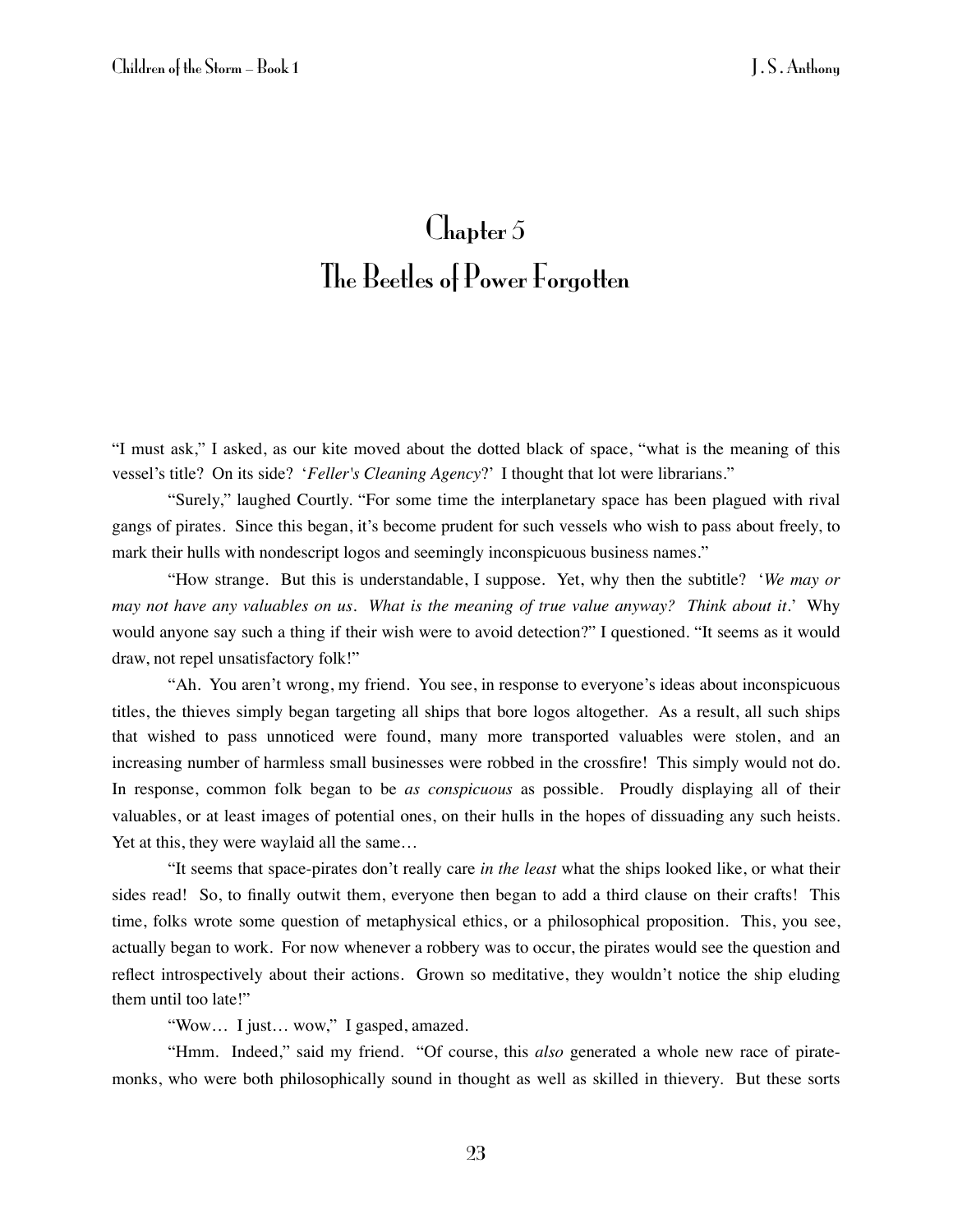# Chapter 5
## The Beetles of Power Forgotten

"I must ask," I asked, as our kite moved about the dotted black of space, "what is the meaning of this vessel's title? On its side? '*Feller's Cleaning Agency*?' I thought that lot were librarians."

"Surely," laughed Courtly. "For some time the interplanetary space has been plagued with rival gangs of pirates. Since this began, it's become prudent for such vessels who wish to pass about freely, to mark their hulls with nondescript logos and seemingly inconspicuous business names."

"How strange. But this is understandable, I suppose. Yet, why then the subtitle? '*We may or may not have any valuables on us. What is the meaning of true value anyway? Think about it.*' Why would anyone say such a thing if their wish were to avoid detection?" I questioned. "It seems as it would draw, not repel unsatisfactory folk!"

"Ah. You aren't wrong, my friend. You see, in response to everyone's ideas about inconspicuous titles, the thieves simply began targeting all ships that bore logos altogether. As a result, all such ships that wished to pass unnoticed were found, many more transported valuables were stolen, and an increasing number of harmless small businesses were robbed in the crossfire! This simply would not do. In response, common folk began to be *as conspicuous* as possible. Proudly displaying all of their valuables, or at least images of potential ones, on their hulls in the hopes of dissuading any such heists. Yet at this, they were waylaid all the same…

"It seems that space-pirates don't really care *in the least* what the ships looked like, or what their sides read! So, to finally outwit them, everyone then began to add a third clause on their crafts! This time, folks wrote some question of metaphysical ethics, or a philosophical proposition. This, you see, actually began to work. For now whenever a robbery was to occur, the pirates would see the question and reflect introspectively about their actions. Grown so meditative, they wouldn't notice the ship eluding them until too late!"

"Wow… I just… wow," I gasped, amazed.

"Hmm. Indeed," said my friend. "Of course, this *also* generated a whole new race of pirate-monks, who were both philosophically sound in thought as well as skilled in thievery. But these sorts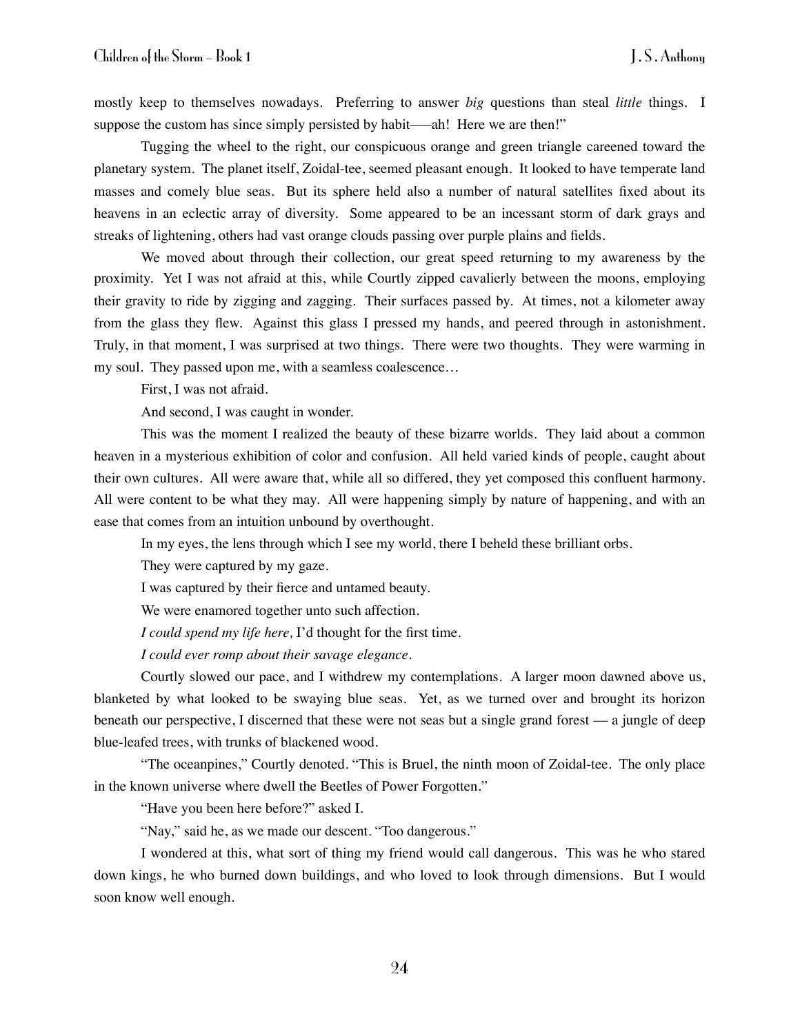mostly keep to themselves nowadays. Preferring to answer *big* questions than steal *little* things. I suppose the custom has since simply persisted by habit——ah! Here we are then!"

Tugging the wheel to the right, our conspicuous orange and green triangle careened toward the planetary system. The planet itself, Zoidal-tee, seemed pleasant enough. It looked to have temperate land masses and comely blue seas. But its sphere held also a number of natural satellites fixed about its heavens in an eclectic array of diversity. Some appeared to be an incessant storm of dark grays and streaks of lightening, others had vast orange clouds passing over purple plains and fields.

We moved about through their collection, our great speed returning to my awareness by the proximity. Yet I was not afraid at this, while Courtly zipped cavalierly between the moons, employing their gravity to ride by zigging and zagging. Their surfaces passed by. At times, not a kilometer away from the glass they flew. Against this glass I pressed my hands, and peered through in astonishment. Truly, in that moment, I was surprised at two things. There were two thoughts. They were warming in my soul. They passed upon me, with a seamless coalescence…

First, I was not afraid.

And second, I was caught in wonder.

This was the moment I realized the beauty of these bizarre worlds. They laid about a common heaven in a mysterious exhibition of color and confusion. All held varied kinds of people, caught about their own cultures. All were aware that, while all so differed, they yet composed this confluent harmony. All were content to be what they may. All were happening simply by nature of happening, and with an ease that comes from an intuition unbound by overthought.

In my eyes, the lens through which I see my world, there I beheld these brilliant orbs.

They were captured by my gaze.

I was captured by their fierce and untamed beauty.

We were enamored together unto such affection.

*I could spend my life here,* I'd thought for the first time.

*I could ever romp about their savage elegance.*

Courtly slowed our pace, and I withdrew my contemplations. A larger moon dawned above us, blanketed by what looked to be swaying blue seas. Yet, as we turned over and brought its horizon beneath our perspective, I discerned that these were not seas but a single grand forest — a jungle of deep blue-leafed trees, with trunks of blackened wood.

"The oceanpines," Courtly denoted. "This is Bruel, the ninth moon of Zoidal-tee. The only place in the known universe where dwell the Beetles of Power Forgotten."

"Have you been here before?" asked I.

"Nay," said he, as we made our descent. "Too dangerous."

I wondered at this, what sort of thing my friend would call dangerous. This was he who stared down kings, he who burned down buildings, and who loved to look through dimensions. But I would soon know well enough.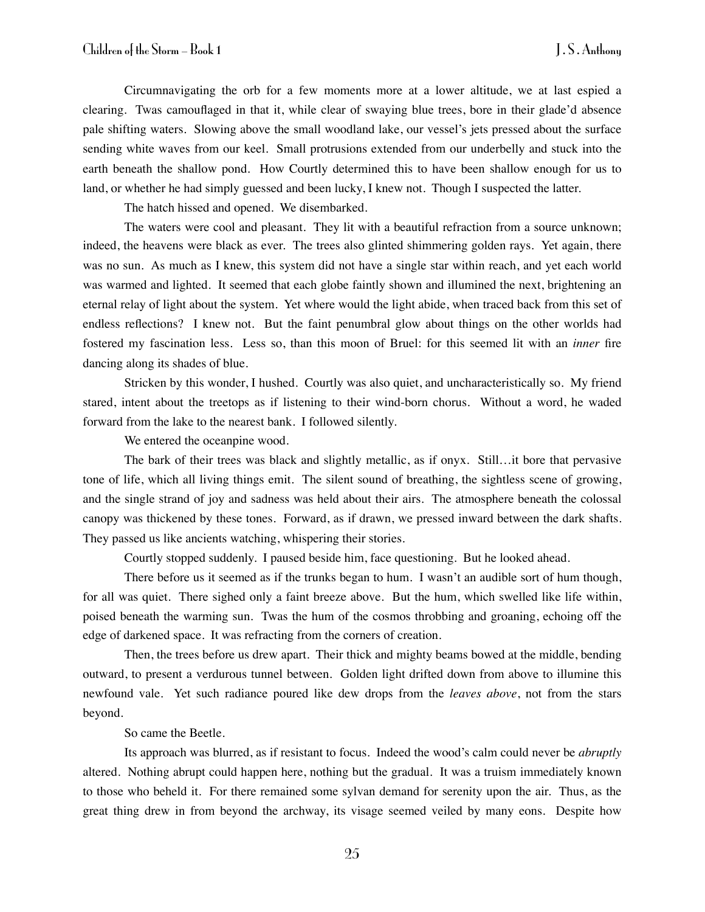Circumnavigating the orb for a few moments more at a lower altitude, we at last espied a clearing. Twas camouflaged in that it, while clear of swaying blue trees, bore in their glade'd absence pale shifting waters. Slowing above the small woodland lake, our vessel's jets pressed about the surface sending white waves from our keel. Small protrusions extended from our underbelly and stuck into the earth beneath the shallow pond. How Courtly determined this to have been shallow enough for us to land, or whether he had simply guessed and been lucky, I knew not. Though I suspected the latter.

The hatch hissed and opened. We disembarked.

The waters were cool and pleasant. They lit with a beautiful refraction from a source unknown; indeed, the heavens were black as ever. The trees also glinted shimmering golden rays. Yet again, there was no sun. As much as I knew, this system did not have a single star within reach, and yet each world was warmed and lighted. It seemed that each globe faintly shown and illumined the next, brightening an eternal relay of light about the system. Yet where would the light abide, when traced back from this set of endless reflections? I knew not. But the faint penumbral glow about things on the other worlds had fostered my fascination less. Less so, than this moon of Bruel: for this seemed lit with an *inner* fire dancing along its shades of blue.

Stricken by this wonder, I hushed. Courtly was also quiet, and uncharacteristically so. My friend stared, intent about the treetops as if listening to their wind-born chorus. Without a word, he waded forward from the lake to the nearest bank. I followed silently.

We entered the oceanpine wood.

The bark of their trees was black and slightly metallic, as if onyx. Still…it bore that pervasive tone of life, which all living things emit. The silent sound of breathing, the sightless scene of growing, and the single strand of joy and sadness was held about their airs. The atmosphere beneath the colossal canopy was thickened by these tones. Forward, as if drawn, we pressed inward between the dark shafts. They passed us like ancients watching, whispering their stories.

Courtly stopped suddenly. I paused beside him, face questioning. But he looked ahead.

There before us it seemed as if the trunks began to hum. I wasn't an audible sort of hum though, for all was quiet. There sighed only a faint breeze above. But the hum, which swelled like life within, poised beneath the warming sun. Twas the hum of the cosmos throbbing and groaning, echoing off the edge of darkened space. It was refracting from the corners of creation.

Then, the trees before us drew apart. Their thick and mighty beams bowed at the middle, bending outward, to present a verdurous tunnel between. Golden light drifted down from above to illumine this newfound vale. Yet such radiance poured like dew drops from the *leaves above*, not from the stars beyond.

So came the Beetle.

Its approach was blurred, as if resistant to focus. Indeed the wood's calm could never be *abruptly* altered. Nothing abrupt could happen here, nothing but the gradual. It was a truism immediately known to those who beheld it. For there remained some sylvan demand for serenity upon the air. Thus, as the great thing drew in from beyond the archway, its visage seemed veiled by many eons. Despite how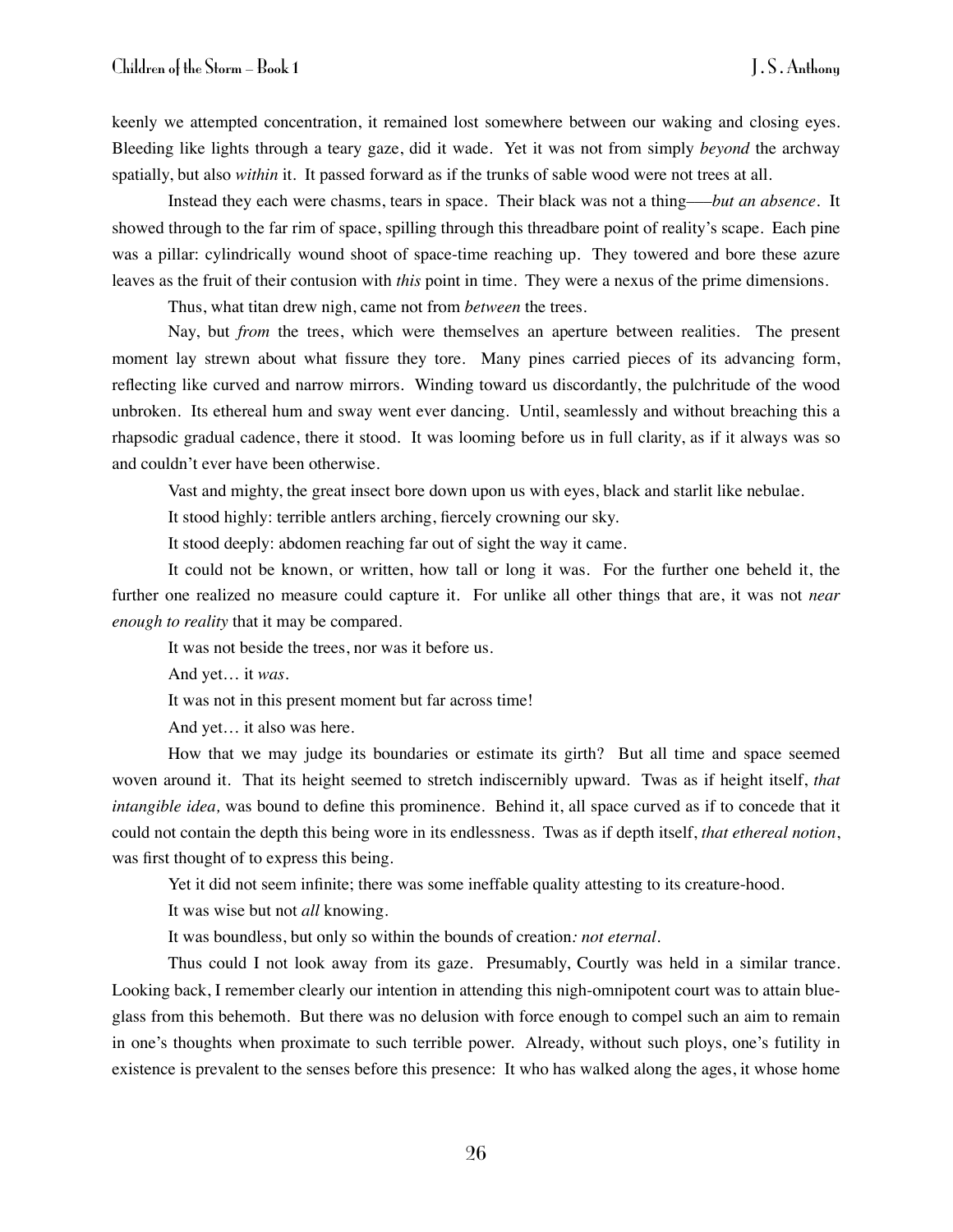keenly we attempted concentration, it remained lost somewhere between our waking and closing eyes. Bleeding like lights through a teary gaze, did it wade. Yet it was not from simply *beyond* the archway spatially, but also *within* it. It passed forward as if the trunks of sable wood were not trees at all.

Instead they each were chasms, tears in space. Their black was not a thing——*but an absence*. It showed through to the far rim of space, spilling through this threadbare point of reality's scape. Each pine was a pillar: cylindrically wound shoot of space-time reaching up. They towered and bore these azure leaves as the fruit of their contusion with *this* point in time. They were a nexus of the prime dimensions.

Thus, what titan drew nigh, came not from *between* the trees.

Nay, but *from* the trees, which were themselves an aperture between realities. The present moment lay strewn about what fissure they tore. Many pines carried pieces of its advancing form, reflecting like curved and narrow mirrors. Winding toward us discordantly, the pulchritude of the wood unbroken. Its ethereal hum and sway went ever dancing. Until, seamlessly and without breaching this a rhapsodic gradual cadence, there it stood. It was looming before us in full clarity, as if it always was so and couldn't ever have been otherwise.

Vast and mighty, the great insect bore down upon us with eyes, black and starlit like nebulae.

It stood highly: terrible antlers arching, fiercely crowning our sky.

It stood deeply: abdomen reaching far out of sight the way it came.

It could not be known, or written, how tall or long it was. For the further one beheld it, the further one realized no measure could capture it. For unlike all other things that are, it was not *near enough to reality* that it may be compared.

It was not beside the trees, nor was it before us.

And yet… it *was*.

It was not in this present moment but far across time!

And yet… it also was here.

How that we may judge its boundaries or estimate its girth? But all time and space seemed woven around it. That its height seemed to stretch indiscernibly upward. Twas as if height itself, *that intangible idea,* was bound to define this prominence. Behind it, all space curved as if to concede that it could not contain the depth this being wore in its endlessness. Twas as if depth itself, *that ethereal notion*, was first thought of to express this being.

Yet it did not seem infinite; there was some ineffable quality attesting to its creature-hood.

It was wise but not *all* knowing.

It was boundless, but only so within the bounds of creation*: not eternal*.

Thus could I not look away from its gaze. Presumably, Courtly was held in a similar trance. Looking back, I remember clearly our intention in attending this nigh-omnipotent court was to attain blue-glass from this behemoth. But there was no delusion with force enough to compel such an aim to remain in one's thoughts when proximate to such terrible power. Already, without such ploys, one's futility in existence is prevalent to the senses before this presence: It who has walked along the ages, it whose home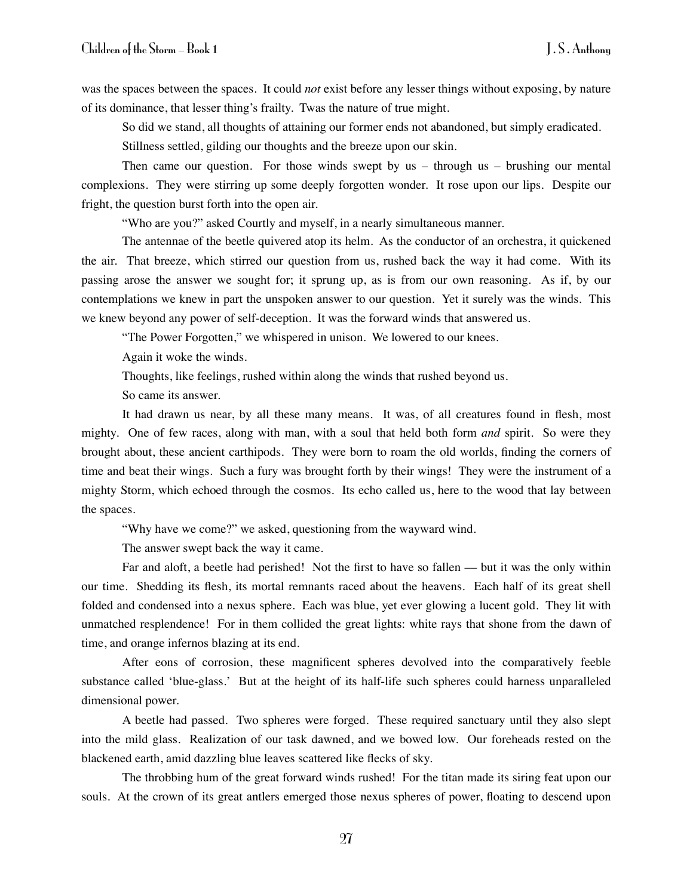was the spaces between the spaces. It could *not* exist before any lesser things without exposing, by nature of its dominance, that lesser thing's frailty. Twas the nature of true might.

So did we stand, all thoughts of attaining our former ends not abandoned, but simply eradicated.

Stillness settled, gilding our thoughts and the breeze upon our skin.

Then came our question. For those winds swept by us – through us – brushing our mental complexions. They were stirring up some deeply forgotten wonder. It rose upon our lips. Despite our fright, the question burst forth into the open air.

"Who are you?" asked Courtly and myself, in a nearly simultaneous manner.

The antennae of the beetle quivered atop its helm. As the conductor of an orchestra, it quickened the air. That breeze, which stirred our question from us, rushed back the way it had come. With its passing arose the answer we sought for; it sprung up, as is from our own reasoning. As if, by our contemplations we knew in part the unspoken answer to our question. Yet it surely was the winds. This we knew beyond any power of self-deception. It was the forward winds that answered us.

"The Power Forgotten," we whispered in unison. We lowered to our knees.

Again it woke the winds.

Thoughts, like feelings, rushed within along the winds that rushed beyond us.

So came its answer.

It had drawn us near, by all these many means. It was, of all creatures found in flesh, most mighty. One of few races, along with man, with a soul that held both form *and* spirit. So were they brought about, these ancient carthipods. They were born to roam the old worlds, finding the corners of time and beat their wings. Such a fury was brought forth by their wings! They were the instrument of a mighty Storm, which echoed through the cosmos. Its echo called us, here to the wood that lay between the spaces.

"Why have we come?" we asked, questioning from the wayward wind.

The answer swept back the way it came.

Far and aloft, a beetle had perished! Not the first to have so fallen — but it was the only within our time. Shedding its flesh, its mortal remnants raced about the heavens. Each half of its great shell folded and condensed into a nexus sphere. Each was blue, yet ever glowing a lucent gold. They lit with unmatched resplendence! For in them collided the great lights: white rays that shone from the dawn of time, and orange infernos blazing at its end.

After eons of corrosion, these magnificent spheres devolved into the comparatively feeble substance called 'blue-glass.' But at the height of its half-life such spheres could harness unparalleled dimensional power.

A beetle had passed. Two spheres were forged. These required sanctuary until they also slept into the mild glass. Realization of our task dawned, and we bowed low. Our foreheads rested on the blackened earth, amid dazzling blue leaves scattered like flecks of sky.

The throbbing hum of the great forward winds rushed! For the titan made its siring feat upon our souls. At the crown of its great antlers emerged those nexus spheres of power, floating to descend upon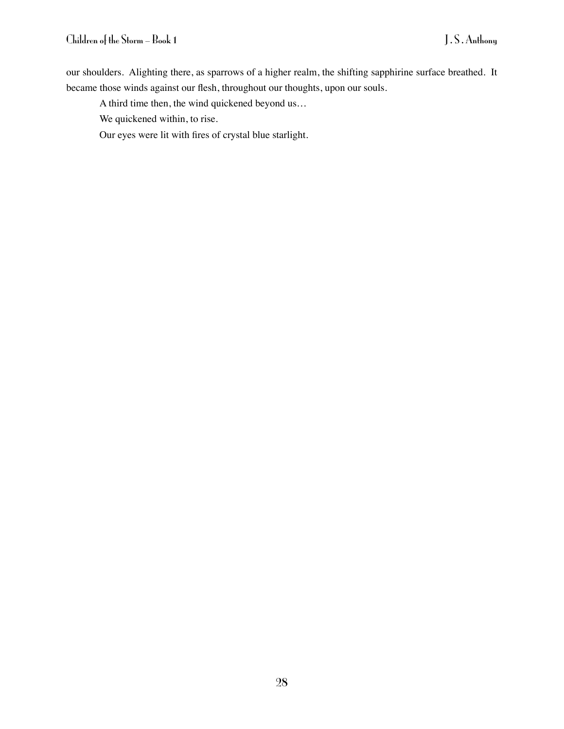our shoulders. Alighting there, as sparrows of a higher realm, the shifting sapphirine surface breathed. It became those winds against our flesh, throughout our thoughts, upon our souls.

A third time then, the wind quickened beyond us…

We quickened within, to rise.

Our eyes were lit with fires of crystal blue starlight.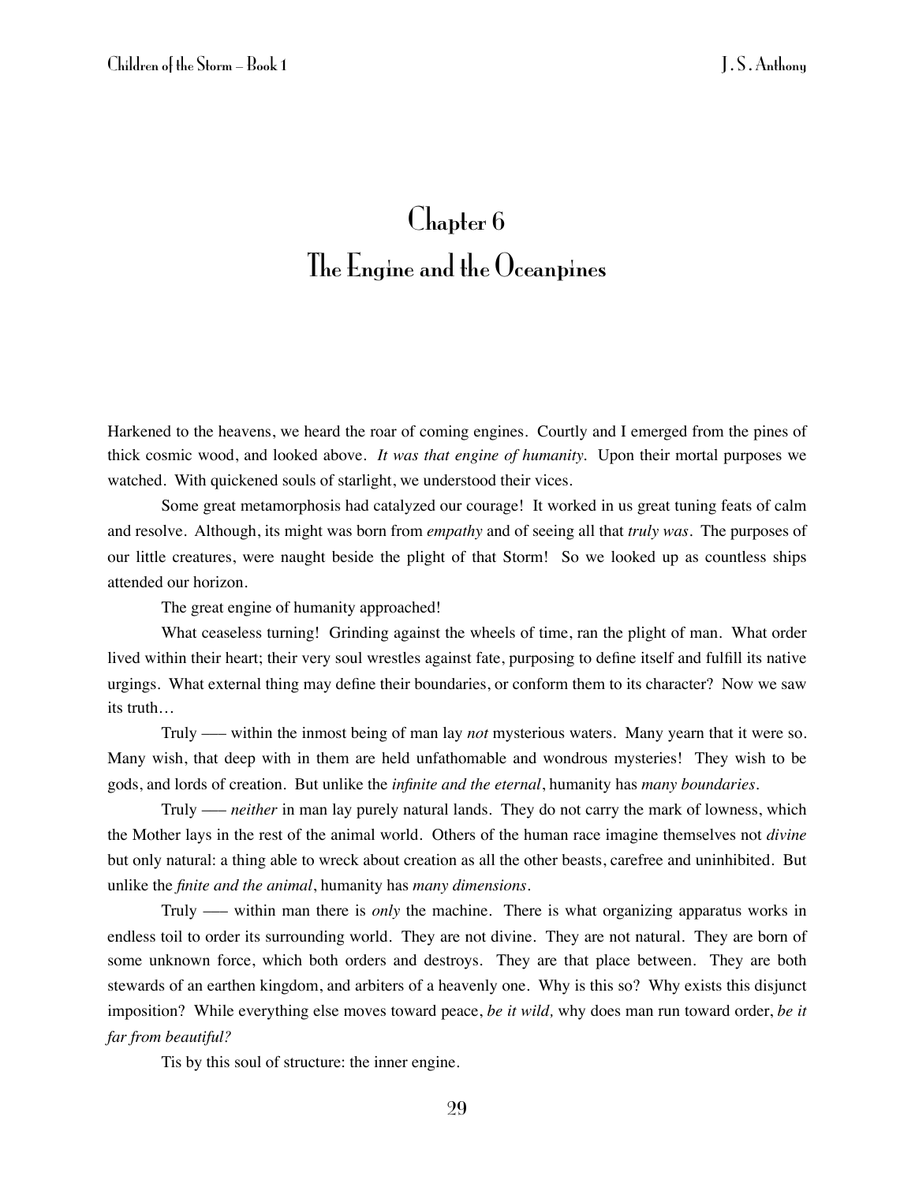# Chapter 6
# The Engine and the Oceanpines

Harkened to the heavens, we heard the roar of coming engines. Courtly and I emerged from the pines of thick cosmic wood, and looked above. *It was that engine of humanity.* Upon their mortal purposes we watched. With quickened souls of starlight, we understood their vices.

Some great metamorphosis had catalyzed our courage! It worked in us great tuning feats of calm and resolve. Although, its might was born from *empathy* and of seeing all that *truly was*. The purposes of our little creatures, were naught beside the plight of that Storm! So we looked up as countless ships attended our horizon.

The great engine of humanity approached!

What ceaseless turning! Grinding against the wheels of time, ran the plight of man. What order lived within their heart; their very soul wrestles against fate, purposing to define itself and fulfill its native urgings. What external thing may define their boundaries, or conform them to its character? Now we saw its truth…

Truly —– within the inmost being of man lay *not* mysterious waters. Many yearn that it were so. Many wish, that deep with in them are held unfathomable and wondrous mysteries! They wish to be gods, and lords of creation. But unlike the *infinite and the eternal*, humanity has *many boundaries*.

Truly —– *neither* in man lay purely natural lands. They do not carry the mark of lowness, which the Mother lays in the rest of the animal world. Others of the human race imagine themselves not *divine* but only natural: a thing able to wreck about creation as all the other beasts, carefree and uninhibited. But unlike the *finite and the animal*, humanity has *many dimensions*.

Truly —– within man there is *only* the machine. There is what organizing apparatus works in endless toil to order its surrounding world. They are not divine. They are not natural. They are born of some unknown force, which both orders and destroys. They are that place between. They are both stewards of an earthen kingdom, and arbiters of a heavenly one. Why is this so? Why exists this disjunct imposition? While everything else moves toward peace, *be it wild,* why does man run toward order, *be it far from beautiful?*

Tis by this soul of structure: the inner engine.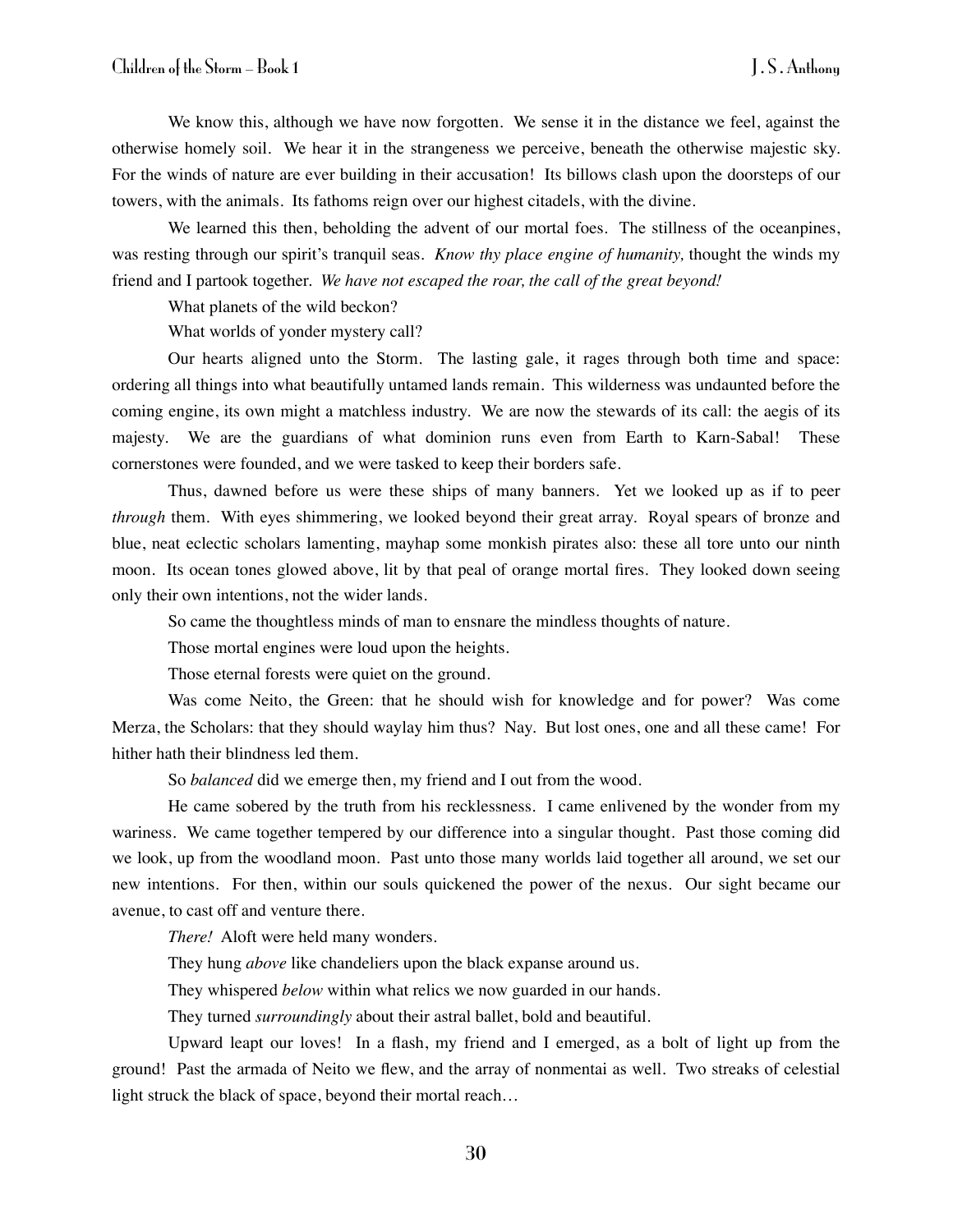We know this, although we have now forgotten. We sense it in the distance we feel, against the otherwise homely soil. We hear it in the strangeness we perceive, beneath the otherwise majestic sky. For the winds of nature are ever building in their accusation! Its billows clash upon the doorsteps of our towers, with the animals. Its fathoms reign over our highest citadels, with the divine.

We learned this then, beholding the advent of our mortal foes. The stillness of the oceanpines, was resting through our spirit's tranquil seas. *Know thy place engine of humanity,* thought the winds my friend and I partook together. *We have not escaped the roar, the call of the great beyond!*

What planets of the wild beckon?

What worlds of yonder mystery call?

Our hearts aligned unto the Storm. The lasting gale, it rages through both time and space: ordering all things into what beautifully untamed lands remain. This wilderness was undaunted before the coming engine, its own might a matchless industry. We are now the stewards of its call: the aegis of its majesty. We are the guardians of what dominion runs even from Earth to Karn-Sabal! These cornerstones were founded, and we were tasked to keep their borders safe.

Thus, dawned before us were these ships of many banners. Yet we looked up as if to peer *through* them. With eyes shimmering, we looked beyond their great array. Royal spears of bronze and blue, neat eclectic scholars lamenting, mayhap some monkish pirates also: these all tore unto our ninth moon. Its ocean tones glowed above, lit by that peal of orange mortal fires. They looked down seeing only their own intentions, not the wider lands.

So came the thoughtless minds of man to ensnare the mindless thoughts of nature.

Those mortal engines were loud upon the heights.

Those eternal forests were quiet on the ground.

Was come Neito, the Green: that he should wish for knowledge and for power? Was come Merza, the Scholars: that they should waylay him thus? Nay. But lost ones, one and all these came! For hither hath their blindness led them.

So *balanced* did we emerge then, my friend and I out from the wood.

He came sobered by the truth from his recklessness. I came enlivened by the wonder from my wariness. We came together tempered by our difference into a singular thought. Past those coming did we look, up from the woodland moon. Past unto those many worlds laid together all around, we set our new intentions. For then, within our souls quickened the power of the nexus. Our sight became our avenue, to cast off and venture there.

*There!* Aloft were held many wonders.

They hung *above* like chandeliers upon the black expanse around us.

They whispered *below* within what relics we now guarded in our hands.

They turned *surroundingly* about their astral ballet, bold and beautiful.

Upward leapt our loves! In a flash, my friend and I emerged, as a bolt of light up from the ground! Past the armada of Neito we flew, and the array of nonmentai as well. Two streaks of celestial light struck the black of space, beyond their mortal reach…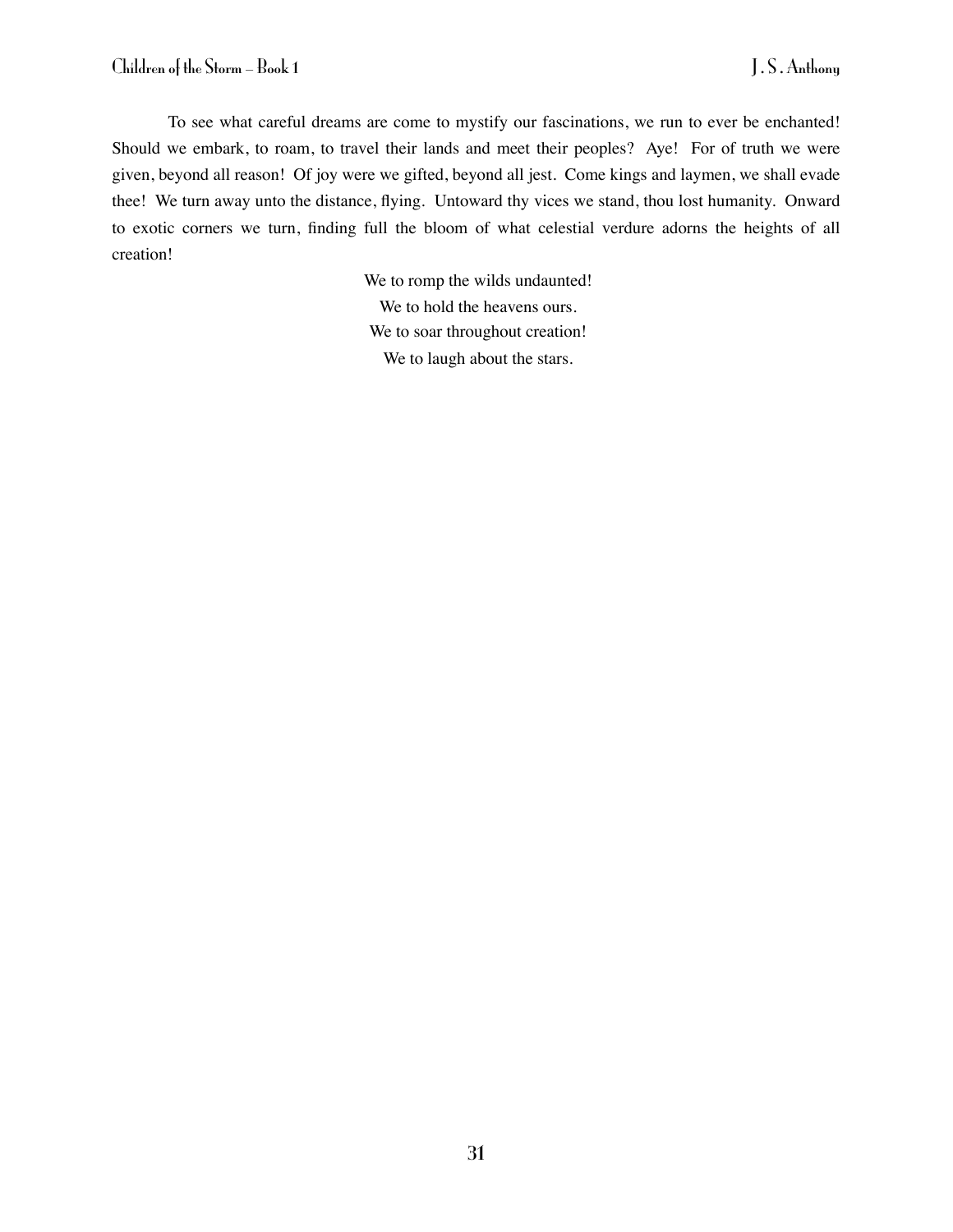To see what careful dreams are come to mystify our fascinations, we run to ever be enchanted! Should we embark, to roam, to travel their lands and meet their peoples? Aye! For of truth we were given, beyond all reason! Of joy were we gifted, beyond all jest. Come kings and laymen, we shall evade thee! We turn away unto the distance, flying. Untoward thy vices we stand, thou lost humanity. Onward to exotic corners we turn, finding full the bloom of what celestial verdure adorns the heights of all creation!

We to romp the wilds undaunted!  
We to hold the heavens ours.  
We to soar throughout creation!  
We to laugh about the stars.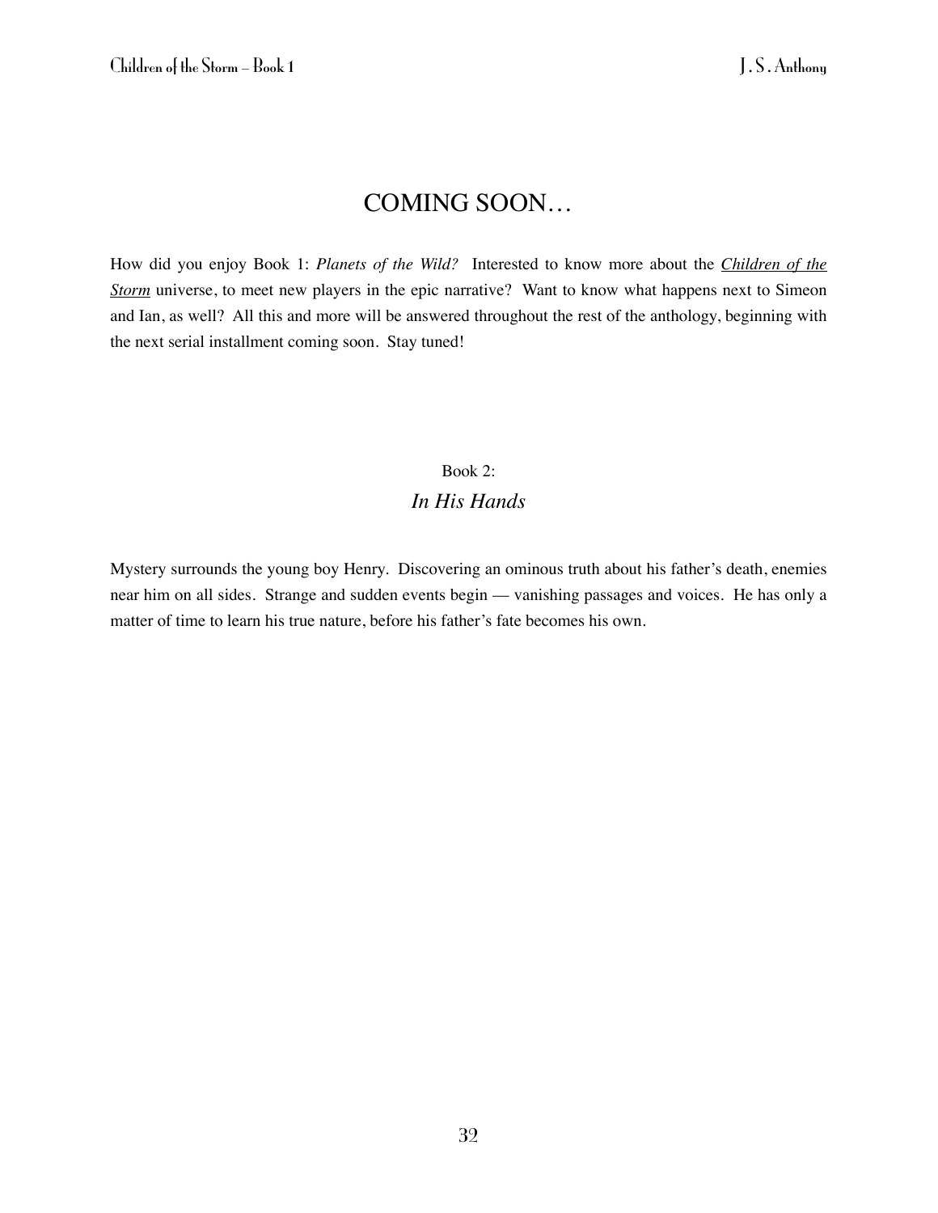# COMING SOON…

How did you enjoy Book 1: *Planets of the Wild?* Interested to know more about the ***Children of the Storm*** universe, to meet new players in the epic narrative? Want to know what happens next to Simeon and Ian, as well? All this and more will be answered throughout the rest of the anthology, beginning with the next serial installment coming soon. Stay tuned!

Book 2:

## *In His Hands*

Mystery surrounds the young boy Henry. Discovering an ominous truth about his father's death, enemies near him on all sides. Strange and sudden events begin — vanishing passages and voices. He has only a matter of time to learn his true nature, before his father's fate becomes his own.